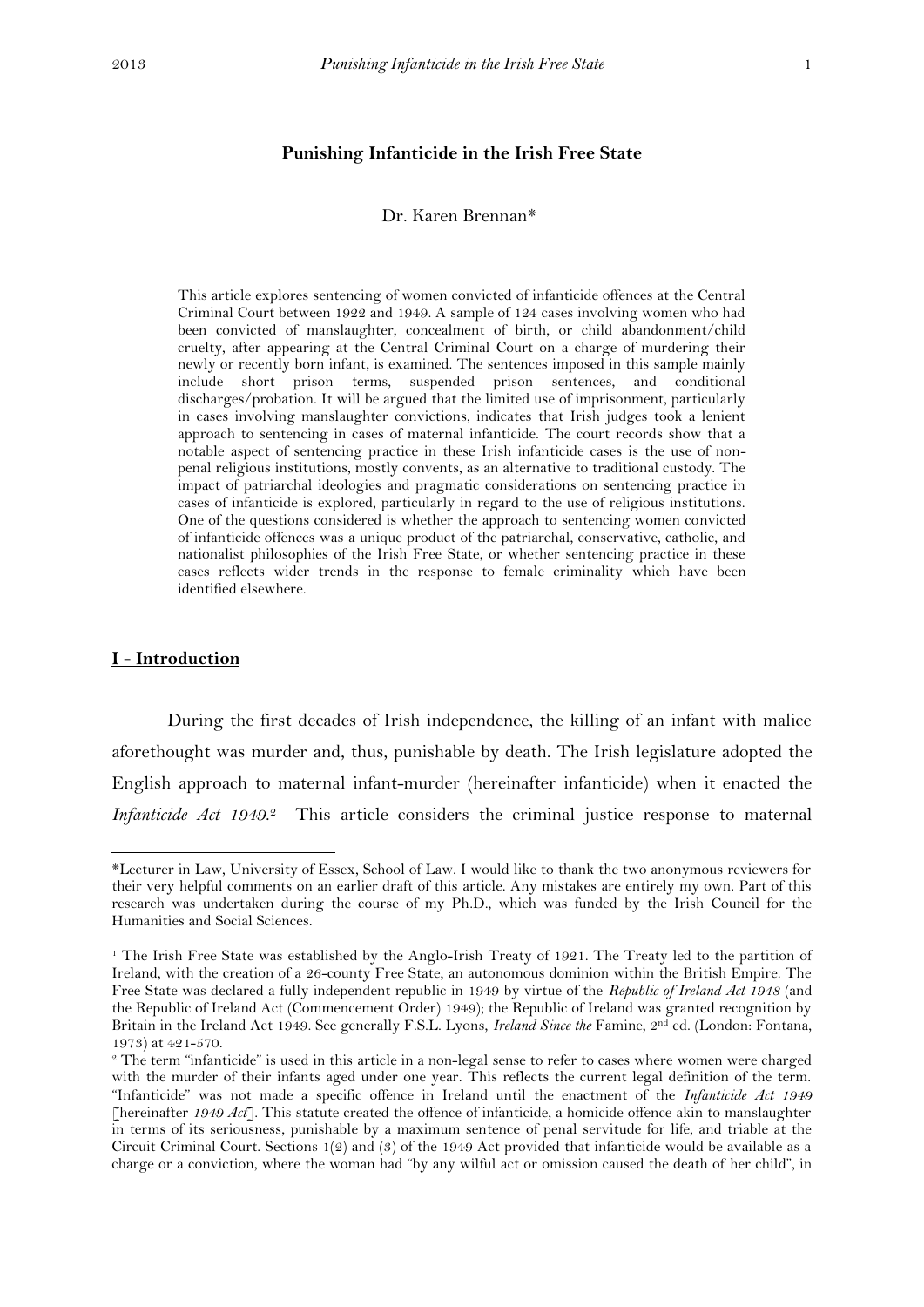# Punishing Infanticide in the Irish Free State

Dr. Karen Brennan*

This article explores sentencing of women convicted of infanticide offences at the Central Criminal Court between 1922 and 1949. A sample of 124 cases involving women who had been convicted of manslaughter, concealment of birth, or child abandonment/child cruelty, after appearing at the Central Criminal Court on a charge of murdering their newly or recently born infant, is examined. The sentences imposed in this sample mainly include short prison terms, suspended prison sentences, and conditional discharges/probation. It will be argued that the limited use of imprisonment, particularly in cases involving manslaughter convictions, indicates that Irish judges took a lenient approach to sentencing in cases of maternal infanticide. The court records show that a notable aspect of sentencing practice in these Irish infanticide cases is the use of non-penal religious institutions, mostly convents, as an alternative to traditional custody. The impact of patriarchal ideologies and pragmatic considerations on sentencing practice in cases of infanticide is explored, particularly in regard to the use of religious institutions. One of the questions considered is whether the approach to sentencing women convicted of infanticide offences was a unique product of the patriarchal, conservative, catholic, and nationalist philosophies of the Irish Free State, or whether sentencing practice in these cases reflects wider trends in the response to female criminality which have been identified elsewhere.

## I - Introduction

During the first decades of Irish independence, the killing of an infant with malice aforethought was murder and, thus, punishable by death. The Irish legislature adopted the English approach to maternal infant-murder (hereinafter infanticide) when it enacted the *Infanticide Act 1949*.[2] This article considers the criminal justice response to maternal

---

*Lecturer in Law, University of Essex, School of Law. I would like to thank the two anonymous reviewers for their very helpful comments on an earlier draft of this article. Any mistakes are entirely my own. Part of this research was undertaken during the course of my Ph.D., which was funded by the Irish Council for the Humanities and Social Sciences.

[1] The Irish Free State was established by the Anglo-Irish Treaty of 1921. The Treaty led to the partition of Ireland, with the creation of a 26-county Free State, an autonomous dominion within the British Empire. The Free State was declared a fully independent republic in 1949 by virtue of the *Republic of Ireland Act 1948* (and the Republic of Ireland Act (Commencement Order) 1949); the Republic of Ireland was granted recognition by Britain in the Ireland Act 1949. See generally F.S.L. Lyons, *Ireland Since the* Famine, 2nd ed. (London: Fontana, 1973) at 421-570.

[2] The term "infanticide" is used in this article in a non-legal sense to refer to cases where women were charged with the murder of their infants aged under one year. This reflects the current legal definition of the term. "Infanticide" was not made a specific offence in Ireland until the enactment of the *Infanticide Act 1949* [hereinafter *1949 Act*]. This statute created the offence of infanticide, a homicide offence akin to manslaughter in terms of its seriousness, punishable by a maximum sentence of penal servitude for life, and triable at the Circuit Criminal Court. Sections 1(2) and (3) of the 1949 Act provided that infanticide would be available as a charge or a conviction, where the woman had "by any wilful act or omission caused the death of her child", in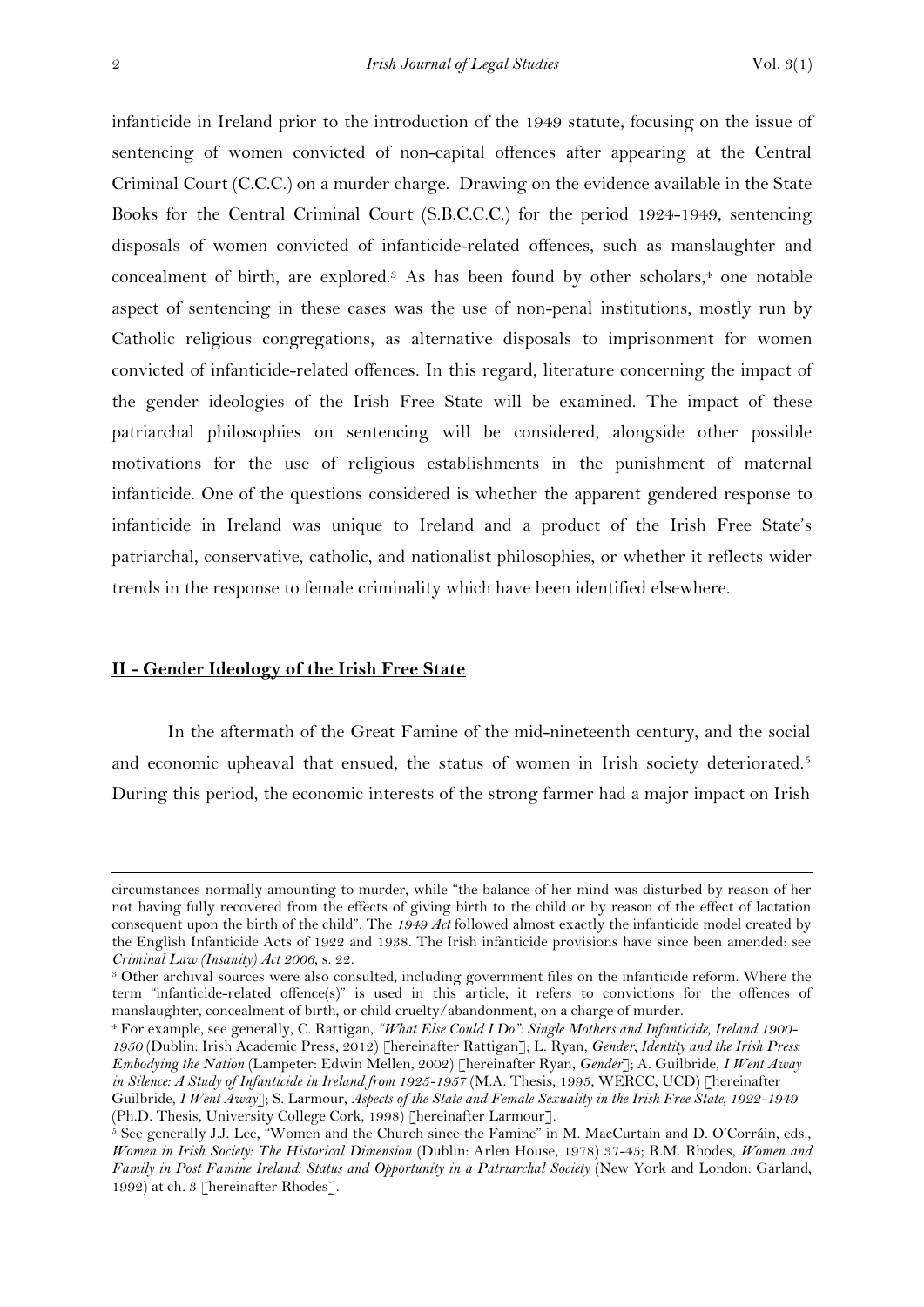infanticide in Ireland prior to the introduction of the 1949 statute, focusing on the issue of sentencing of women convicted of non-capital offences after appearing at the Central Criminal Court (C.C.C.) on a murder charge. Drawing on the evidence available in the State Books for the Central Criminal Court (S.B.C.C.C.) for the period 1924-1949, sentencing disposals of women convicted of infanticide-related offences, such as manslaughter and concealment of birth, are explored.[3] As has been found by other scholars,[4] one notable aspect of sentencing in these cases was the use of non-penal institutions, mostly run by Catholic religious congregations, as alternative disposals to imprisonment for women convicted of infanticide-related offences. In this regard, literature concerning the impact of the gender ideologies of the Irish Free State will be examined. The impact of these patriarchal philosophies on sentencing will be considered, alongside other possible motivations for the use of religious establishments in the punishment of maternal infanticide. One of the questions considered is whether the apparent gendered response to infanticide in Ireland was unique to Ireland and a product of the Irish Free State's patriarchal, conservative, catholic, and nationalist philosophies, or whether it reflects wider trends in the response to female criminality which have been identified elsewhere.

## **II - Gender Ideology of the Irish Free State**

In the aftermath of the Great Famine of the mid-nineteenth century, and the social and economic upheaval that ensued, the status of women in Irish society deteriorated.[5] During this period, the economic interests of the strong farmer had a major impact on Irish

---

circumstances normally amounting to murder, while "the balance of her mind was disturbed by reason of her not having fully recovered from the effects of giving birth to the child or by reason of the effect of lactation consequent upon the birth of the child". The *1949 Act* followed almost exactly the infanticide model created by the English Infanticide Acts of 1922 and 1938. The Irish infanticide provisions have since been amended: see *Criminal Law (Insanity) Act 2006*, s. 22.

[3] Other archival sources were also consulted, including government files on the infanticide reform. Where the term "infanticide-related offence(s)" is used in this article, it refers to convictions for the offences of manslaughter, concealment of birth, or child cruelty/abandonment, on a charge of murder.

[4] For example, see generally, C. Rattigan, *"What Else Could I Do": Single Mothers and Infanticide, Ireland 1900-1950* (Dublin: Irish Academic Press, 2012) [hereinafter Rattigan]; L. Ryan, *Gender, Identity and the Irish Press: Embodying the Nation* (Lampeter: Edwin Mellen, 2002) [hereinafter Ryan, *Gender*]; A. Guilbride, *I Went Away in Silence: A Study of Infanticide in Ireland from 1925-1957* (M.A. Thesis, 1995, WERCC, UCD) [hereinafter Guilbride, *I Went Away*]; S. Larmour, *Aspects of the State and Female Sexuality in the Irish Free State, 1922-1949* (Ph.D. Thesis, University College Cork, 1998) [hereinafter Larmour].

[5] See generally J.J. Lee, "Women and the Church since the Famine" in M. MacCurtain and D. O'Corráin, eds., *Women in Irish Society: The Historical Dimension* (Dublin: Arlen House, 1978) 37-45; R.M. Rhodes, *Women and Family in Post Famine Ireland: Status and Opportunity in a Patriarchal Society* (New York and London: Garland, 1992) at ch. 3 [hereinafter Rhodes].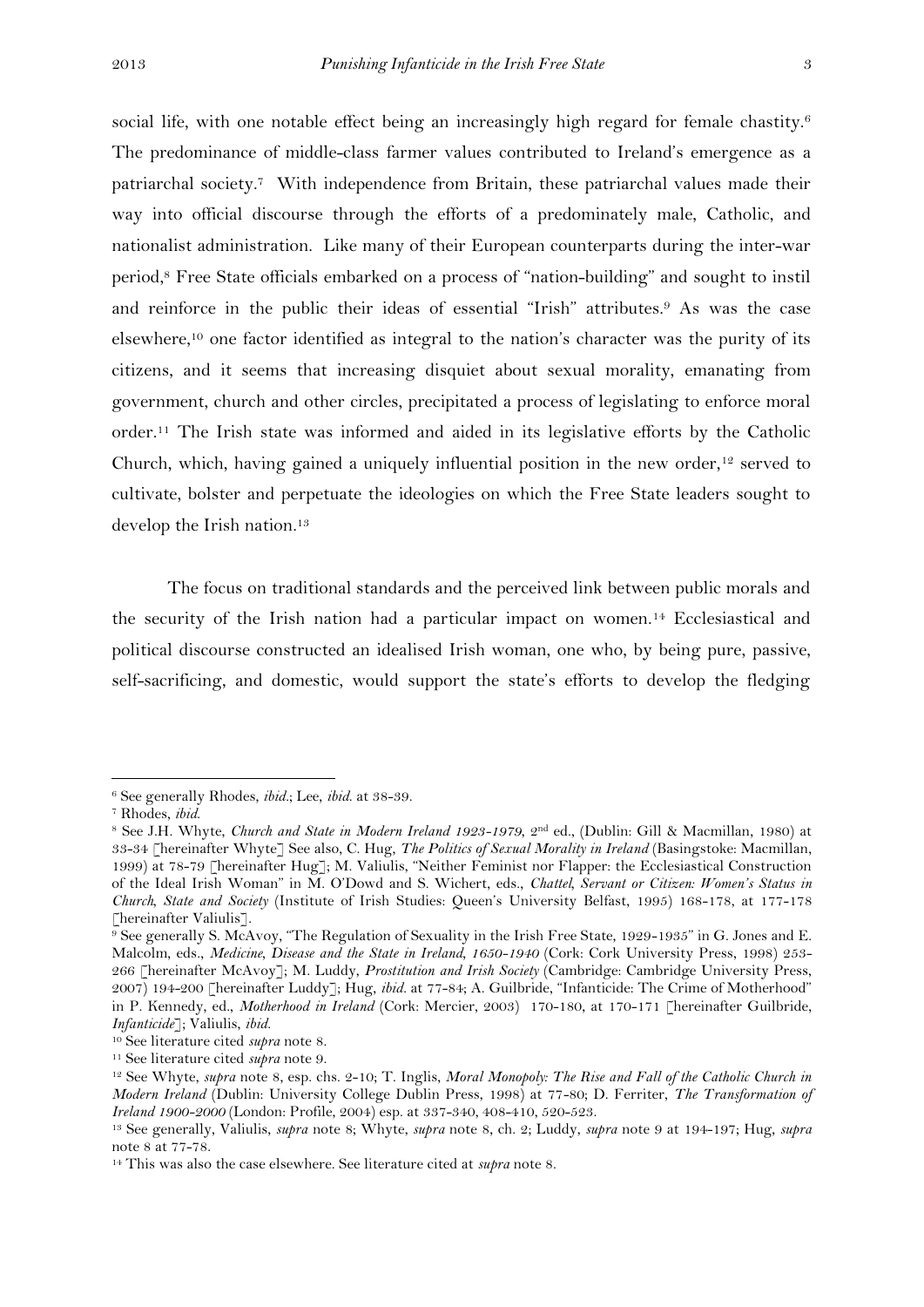social life, with one notable effect being an increasingly high regard for female chastity.[6] The predominance of middle-class farmer values contributed to Ireland's emergence as a patriarchal society.[7] With independence from Britain, these patriarchal values made their way into official discourse through the efforts of a predominately male, Catholic, and nationalist administration. Like many of their European counterparts during the inter-war period,[8] Free State officials embarked on a process of "nation-building" and sought to instil and reinforce in the public their ideas of essential "Irish" attributes.[9] As was the case elsewhere,[10] one factor identified as integral to the nation's character was the purity of its citizens, and it seems that increasing disquiet about sexual morality, emanating from government, church and other circles, precipitated a process of legislating to enforce moral order.[11] The Irish state was informed and aided in its legislative efforts by the Catholic Church, which, having gained a uniquely influential position in the new order,[12] served to cultivate, bolster and perpetuate the ideologies on which the Free State leaders sought to develop the Irish nation.[13]

The focus on traditional standards and the perceived link between public morals and the security of the Irish nation had a particular impact on women.[14] Ecclesiastical and political discourse constructed an idealised Irish woman, one who, by being pure, passive, self-sacrificing, and domestic, would support the state's efforts to develop the fledging

---

[6] See generally Rhodes, *ibid*.; Lee, *ibid*. at 38-39.

[7] Rhodes, *ibid*.

[8] See J.H. Whyte, *Church and State in Modern Ireland 1923-1979*, 2nd ed., (Dublin: Gill & Macmillan, 1980) at 33-34 [hereinafter Whyte] See also, C. Hug, *The Politics of Sexual Morality in Ireland* (Basingstoke: Macmillan, 1999) at 78-79 [hereinafter Hug]; M. Valiulis, "Neither Feminist nor Flapper: the Ecclesiastical Construction of the Ideal Irish Woman" in M. O'Dowd and S. Wichert, eds., *Chattel, Servant or Citizen: Women's Status in Church, State and Society* (Institute of Irish Studies: Queen's University Belfast, 1995) 168-178, at 177-178 [hereinafter Valiulis].

[9] See generally S. McAvoy, "The Regulation of Sexuality in the Irish Free State, 1929-1935" in G. Jones and E. Malcolm, eds., *Medicine, Disease and the State in Ireland, 1650-1940* (Cork: Cork University Press, 1998) 253-266 [hereinafter McAvoy]; M. Luddy, *Prostitution and Irish Society* (Cambridge: Cambridge University Press, 2007) 194-200 [hereinafter Luddy]; Hug, *ibid*. at 77-84; A. Guilbride, "Infanticide: The Crime of Motherhood" in P. Kennedy, ed., *Motherhood in Ireland* (Cork: Mercier, 2003) 170-180, at 170-171 [hereinafter Guilbride, *Infanticide*]; Valiulis, *ibid*.

[10] See literature cited *supra* note 8.

[11] See literature cited *supra* note 9.

[12] See Whyte, *supra* note 8, esp. chs. 2-10; T. Inglis, *Moral Monopoly: The Rise and Fall of the Catholic Church in Modern Ireland* (Dublin: University College Dublin Press, 1998) at 77-80; D. Ferriter, *The Transformation of Ireland 1900-2000* (London: Profile, 2004) esp. at 337-340, 408-410, 520-523.

[13] See generally, Valiulis, *supra* note 8; Whyte, *supra* note 8, ch. 2; Luddy, *supra* note 9 at 194-197; Hug, *supra* note 8 at 77-78.

[14] This was also the case elsewhere. See literature cited at *supra* note 8.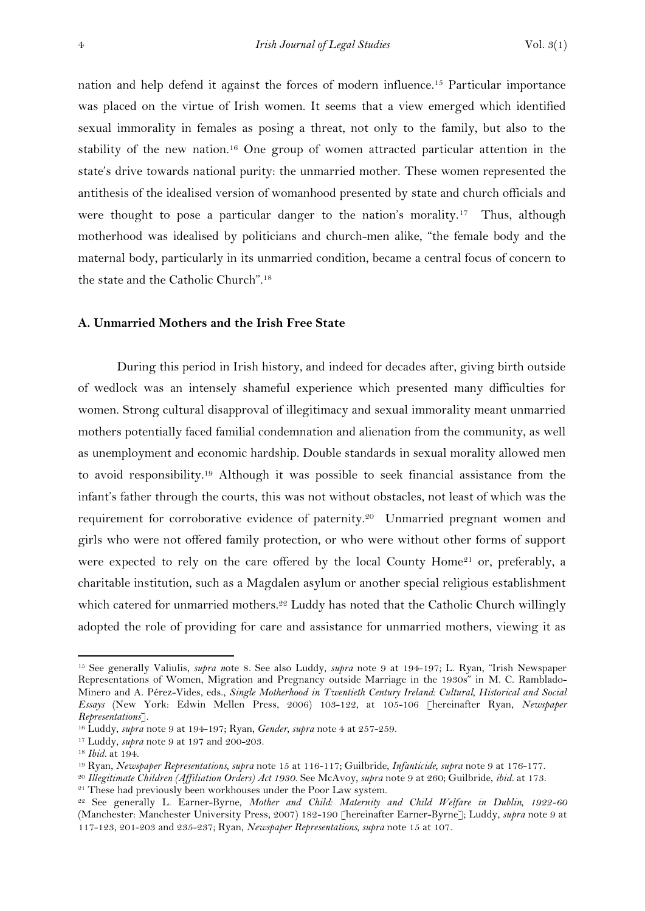nation and help defend it against the forces of modern influence.[15] Particular importance was placed on the virtue of Irish women. It seems that a view emerged which identified sexual immorality in females as posing a threat, not only to the family, but also to the stability of the new nation.[16] One group of women attracted particular attention in the state's drive towards national purity: the unmarried mother. These women represented the antithesis of the idealised version of womanhood presented by state and church officials and were thought to pose a particular danger to the nation's morality.[17] Thus, although motherhood was idealised by politicians and church-men alike, "the female body and the maternal body, particularly in its unmarried condition, became a central focus of concern to the state and the Catholic Church".[18]

### A. Unmarried Mothers and the Irish Free State

During this period in Irish history, and indeed for decades after, giving birth outside of wedlock was an intensely shameful experience which presented many difficulties for women. Strong cultural disapproval of illegitimacy and sexual immorality meant unmarried mothers potentially faced familial condemnation and alienation from the community, as well as unemployment and economic hardship. Double standards in sexual morality allowed men to avoid responsibility.[19] Although it was possible to seek financial assistance from the infant's father through the courts, this was not without obstacles, not least of which was the requirement for corroborative evidence of paternity.[20] Unmarried pregnant women and girls who were not offered family protection, or who were without other forms of support were expected to rely on the care offered by the local County Home[21] or, preferably, a charitable institution, such as a Magdalen asylum or another special religious establishment which catered for unmarried mothers.[22] Luddy has noted that the Catholic Church willingly adopted the role of providing for care and assistance for unmarried mothers, viewing it as

---

[15] See generally Valiulis, *supra n*ote 8. See also Luddy, *supra* note 9 at 194-197; L. Ryan, "Irish Newspaper Representations of Women, Migration and Pregnancy outside Marriage in the 1930s" in M. C. Ramblado-Minero and A. Pérez-Vides, eds., *Single Motherhood in Twentieth Century Ireland: Cultural, Historical and Social Essays* (New York: Edwin Mellen Press, 2006) 103-122, at 105-106 [hereinafter Ryan, *Newspaper Representations*].

[16] Luddy, *supra* note 9 at 194-197; Ryan, *Gender*, *supra* note 4 at 257-259.

[17] Luddy, *supra* note 9 at 197 and 200-203.

[18] *Ibid.* at 194.

[19] Ryan, *Newspaper Representations*, *supra* note 15 at 116-117; Guilbride, *Infanticide*, *supra* note 9 at 176-177.

[20] *Illegitimate Children (Affiliation Orders) Act 1930.* See McAvoy, *supra* note 9 at 260; Guilbride, *ibid.* at 173.

[21] These had previously been workhouses under the Poor Law system.

[22] See generally L. Earner-Byrne, *Mother and Child: Maternity and Child Welfare in Dublin, 1922-60* (Manchester: Manchester University Press, 2007) 182-190 [hereinafter Earner-Byrne]; Luddy, *supra* note 9 at 117-123, 201-203 and 235-237; Ryan, *Newspaper Representations, supra* note 15 at 107.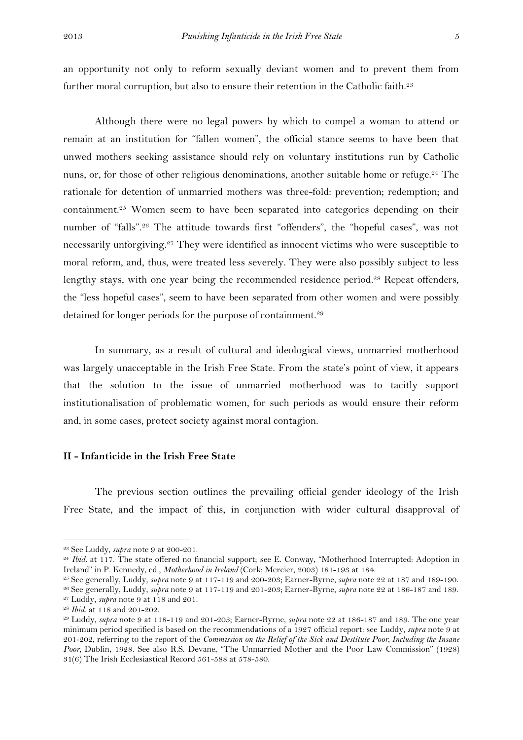an opportunity not only to reform sexually deviant women and to prevent them from further moral corruption, but also to ensure their retention in the Catholic faith.[23]

Although there were no legal powers by which to compel a woman to attend or remain at an institution for "fallen women", the official stance seems to have been that unwed mothers seeking assistance should rely on voluntary institutions run by Catholic nuns, or, for those of other religious denominations, another suitable home or refuge.[24] The rationale for detention of unmarried mothers was three-fold: prevention; redemption; and containment.[25] Women seem to have been separated into categories depending on their number of "falls".[26] The attitude towards first "offenders", the "hopeful cases", was not necessarily unforgiving.[27] They were identified as innocent victims who were susceptible to moral reform, and, thus, were treated less severely. They were also possibly subject to less lengthy stays, with one year being the recommended residence period.[28] Repeat offenders, the "less hopeful cases", seem to have been separated from other women and were possibly detained for longer periods for the purpose of containment.[29]

In summary, as a result of cultural and ideological views, unmarried motherhood was largely unacceptable in the Irish Free State. From the state's point of view, it appears that the solution to the issue of unmarried motherhood was to tacitly support institutionalisation of problematic women, for such periods as would ensure their reform and, in some cases, protect society against moral contagion.

## II - Infanticide in the Irish Free State

The previous section outlines the prevailing official gender ideology of the Irish Free State, and the impact of this, in conjunction with wider cultural disapproval of

---

[23] See Luddy, *supra* note 9 at 200-201.

[24] *Ibid.* at 117. The state offered no financial support; see E. Conway, "Motherhood Interrupted: Adoption in Ireland" in P. Kennedy, ed., *Motherhood in Ireland* (Cork: Mercier, 2003) 181-193 at 184.

[25] See generally, Luddy, *supra* note 9 at 117-119 and 200-203; Earner-Byrne, *supra* note 22 at 187 and 189-190.

[26] See generally, Luddy, *supra* note 9 at 117-119 and 201-203; Earner-Byrne, *supra* note 22 at 186-187 and 189.

[27] Luddy, *supra* note 9 at 118 and 201.

[28] *Ibid.* at 118 and 201-202.

[29] Luddy, *supra* note 9 at 118-119 and 201-203; Earner-Byrne, *supra* note 22 at 186-187 and 189. The one year minimum period specified is based on the recommendations of a 1927 official report: see Luddy, *supra* note 9 at 201-202, referring to the report of the *Commission on the Relief of the Sick and Destitute Poor, Including the Insane Poor*, Dublin, 1928. See also R.S. Devane, "The Unmarried Mother and the Poor Law Commission" (1928) 31(6) The Irish Ecclesiastical Record 561-588 at 578-580.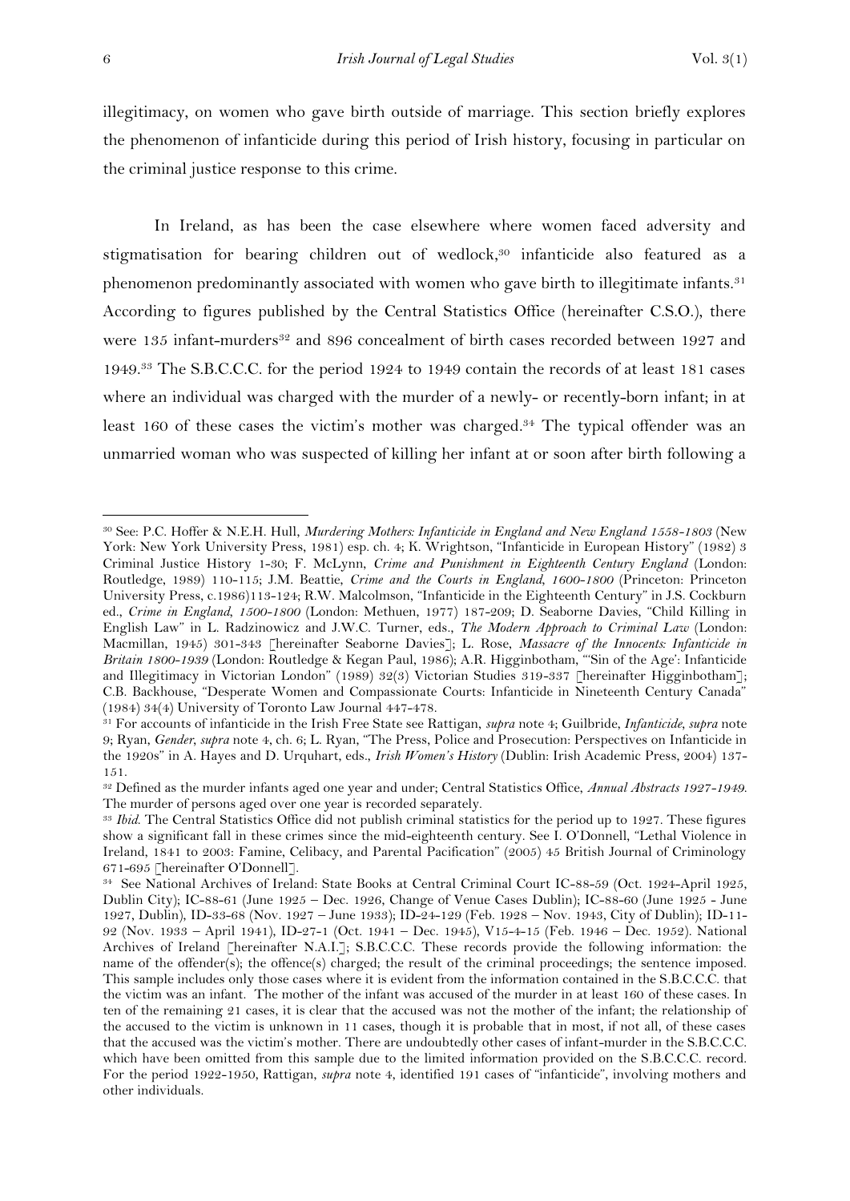illegitimacy, on women who gave birth outside of marriage. This section briefly explores the phenomenon of infanticide during this period of Irish history, focusing in particular on the criminal justice response to this crime.

In Ireland, as has been the case elsewhere where women faced adversity and stigmatisation for bearing children out of wedlock,[30] infanticide also featured as a phenomenon predominantly associated with women who gave birth to illegitimate infants.[31] According to figures published by the Central Statistics Office (hereinafter C.S.O.), there were 135 infant-murders[32] and 896 concealment of birth cases recorded between 1927 and 1949.[33] The S.B.C.C.C. for the period 1924 to 1949 contain the records of at least 181 cases where an individual was charged with the murder of a newly- or recently-born infant; in at least 160 of these cases the victim's mother was charged.[34] The typical offender was an unmarried woman who was suspected of killing her infant at or soon after birth following a

---

[30] See: P.C. Hoffer & N.E.H. Hull, *Murdering Mothers: Infanticide in England and New England 1558-1803* (New York: New York University Press, 1981) esp. ch. 4; K. Wrightson, "Infanticide in European History" (1982) 3 Criminal Justice History 1-30; F. McLynn, *Crime and Punishment in Eighteenth Century England* (London: Routledge, 1989) 110-115; J.M. Beattie, *Crime and the Courts in England, 1600-1800* (Princeton: Princeton University Press, c.1986)113-124; R.W. Malcolmson, "Infanticide in the Eighteenth Century" in J.S. Cockburn ed., *Crime in England, 1500-1800* (London: Methuen, 1977) 187-209; D. Seaborne Davies, "Child Killing in English Law" in L. Radzinowicz and J.W.C. Turner, eds., *The Modern Approach to Criminal Law* (London: Macmillan, 1945) 301-343 [hereinafter Seaborne Davies]; L. Rose, *Massacre of the Innocents: Infanticide in Britain 1800-1939* (London: Routledge & Kegan Paul, 1986); A.R. Higginbotham, "'Sin of the Age': Infanticide and Illegitimacy in Victorian London" (1989) 32(3) Victorian Studies 319-337 [hereinafter Higginbotham]; C.B. Backhouse, "Desperate Women and Compassionate Courts: Infanticide in Nineteenth Century Canada" (1984) 34(4) University of Toronto Law Journal 447-478.

[31] For accounts of infanticide in the Irish Free State see Rattigan, *supra* note 4; Guilbride, *Infanticide*, *supra* note 9; Ryan, *Gender*, *supra* note 4, ch. 6; L. Ryan, "The Press, Police and Prosecution: Perspectives on Infanticide in the 1920s" in A. Hayes and D. Urquhart, eds., *Irish Women's History* (Dublin: Irish Academic Press, 2004) 137-151.

[32] Defined as the murder infants aged one year and under; Central Statistics Office, *Annual Abstracts 1927-1949*. The murder of persons aged over one year is recorded separately.

[33] *Ibid*. The Central Statistics Office did not publish criminal statistics for the period up to 1927. These figures show a significant fall in these crimes since the mid-eighteenth century. See I. O'Donnell, "Lethal Violence in Ireland, 1841 to 2003: Famine, Celibacy, and Parental Pacification" (2005) 45 British Journal of Criminology 671-695 [hereinafter O'Donnell].

[34] See National Archives of Ireland: State Books at Central Criminal Court IC-88-59 (Oct. 1924-April 1925, Dublin City); IC-88-61 (June 1925 – Dec. 1926, Change of Venue Cases Dublin); IC-88-60 (June 1925 - June 1927, Dublin), ID-33-68 (Nov. 1927 – June 1933); ID-24-129 (Feb. 1928 – Nov. 1943, City of Dublin); ID-11-92 (Nov. 1933 – April 1941), ID-27-1 (Oct. 1941 – Dec. 1945), V15-4-15 (Feb. 1946 – Dec. 1952). National Archives of Ireland [hereinafter N.A.I.]; S.B.C.C.C. These records provide the following information: the name of the offender(s); the offence(s) charged; the result of the criminal proceedings; the sentence imposed. This sample includes only those cases where it is evident from the information contained in the S.B.C.C.C. that the victim was an infant. The mother of the infant was accused of the murder in at least 160 of these cases. In ten of the remaining 21 cases, it is clear that the accused was not the mother of the infant; the relationship of the accused to the victim is unknown in 11 cases, though it is probable that in most, if not all, of these cases that the accused was the victim's mother. There are undoubtedly other cases of infant-murder in the S.B.C.C.C. which have been omitted from this sample due to the limited information provided on the S.B.C.C.C. record. For the period 1922-1950, Rattigan, *supra* note 4, identified 191 cases of "infanticide", involving mothers and other individuals.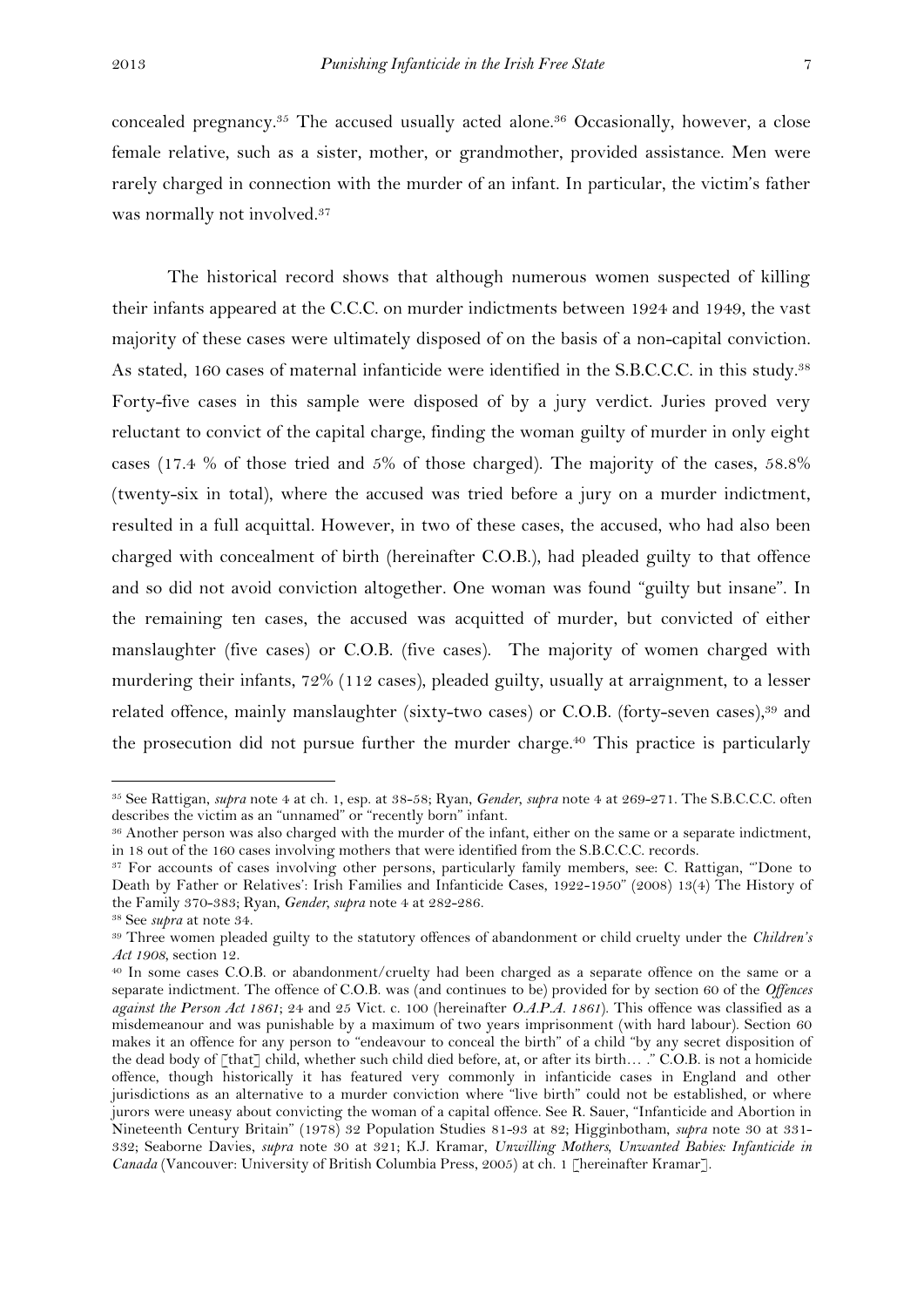concealed pregnancy.[35] The accused usually acted alone.[36] Occasionally, however, a close female relative, such as a sister, mother, or grandmother, provided assistance. Men were rarely charged in connection with the murder of an infant. In particular, the victim's father was normally not involved.[37]

The historical record shows that although numerous women suspected of killing their infants appeared at the C.C.C. on murder indictments between 1924 and 1949, the vast majority of these cases were ultimately disposed of on the basis of a non-capital conviction. As stated, 160 cases of maternal infanticide were identified in the S.B.C.C.C. in this study.[38] Forty-five cases in this sample were disposed of by a jury verdict. Juries proved very reluctant to convict of the capital charge, finding the woman guilty of murder in only eight cases (17.4 % of those tried and 5% of those charged). The majority of the cases, 58.8% (twenty-six in total), where the accused was tried before a jury on a murder indictment, resulted in a full acquittal. However, in two of these cases, the accused, who had also been charged with concealment of birth (hereinafter C.O.B.), had pleaded guilty to that offence and so did not avoid conviction altogether. One woman was found "guilty but insane". In the remaining ten cases, the accused was acquitted of murder, but convicted of either manslaughter (five cases) or C.O.B. (five cases). The majority of women charged with murdering their infants, 72% (112 cases), pleaded guilty, usually at arraignment, to a lesser related offence, mainly manslaughter (sixty-two cases) or C.O.B. (forty-seven cases),[39] and the prosecution did not pursue further the murder charge.[40] This practice is particularly

---

[35] See Rattigan, *supra* note 4 at ch. 1, esp. at 38-58; Ryan, *Gender, supra* note 4 at 269-271. The S.B.C.C.C. often describes the victim as an "unnamed" or "recently born" infant.

[36] Another person was also charged with the murder of the infant, either on the same or a separate indictment, in 18 out of the 160 cases involving mothers that were identified from the S.B.C.C.C. records.

[37] For accounts of cases involving other persons, particularly family members, see: C. Rattigan, "'Done to Death by Father or Relatives': Irish Families and Infanticide Cases, 1922-1950" (2008) 13(4) The History of the Family 370-383; Ryan, *Gender, supra* note 4 at 282-286.

[38] See *supra* at note 34.

[39] Three women pleaded guilty to the statutory offences of abandonment or child cruelty under the *Children's Act 1908*, section 12.

[40] In some cases C.O.B. or abandonment/cruelty had been charged as a separate offence on the same or a separate indictment. The offence of C.O.B. was (and continues to be) provided for by section 60 of the *Offences against the Person Act 1861*; 24 and 25 Vict. c. 100 (hereinafter *O.A.P.A. 1861*). This offence was classified as a misdemeanour and was punishable by a maximum of two years imprisonment (with hard labour). Section 60 makes it an offence for any person to "endeavour to conceal the birth" of a child "by any secret disposition of the dead body of [that] child, whether such child died before, at, or after its birth… ." C.O.B. is not a homicide offence, though historically it has featured very commonly in infanticide cases in England and other jurisdictions as an alternative to a murder conviction where "live birth" could not be established, or where jurors were uneasy about convicting the woman of a capital offence. See R. Sauer, "Infanticide and Abortion in Nineteenth Century Britain" (1978) 32 Population Studies 81-93 at 82; Higginbotham, *supra* note 30 at 331-332; Seaborne Davies, *supra* note 30 at 321; K.J. Kramar, *Unwilling Mothers, Unwanted Babies: Infanticide in Canada* (Vancouver: University of British Columbia Press, 2005) at ch. 1 [hereinafter Kramar].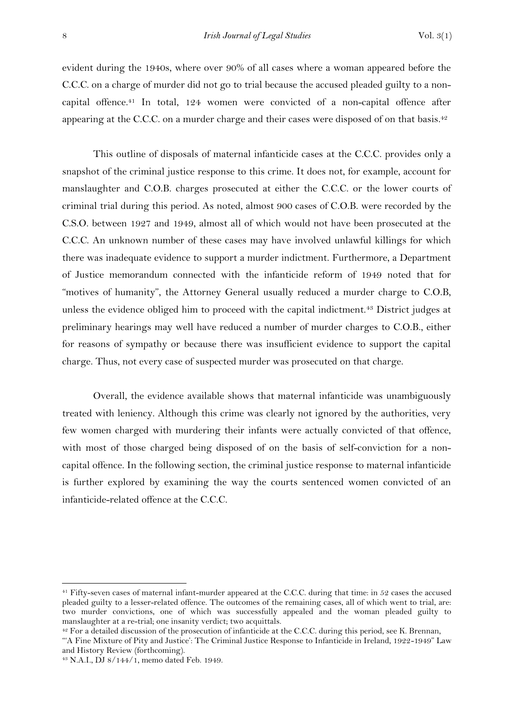evident during the 1940s, where over 90% of all cases where a woman appeared before the C.C.C. on a charge of murder did not go to trial because the accused pleaded guilty to a non-capital offence.[41] In total, 124 women were convicted of a non-capital offence after appearing at the C.C.C. on a murder charge and their cases were disposed of on that basis.[42]

This outline of disposals of maternal infanticide cases at the C.C.C. provides only a snapshot of the criminal justice response to this crime. It does not, for example, account for manslaughter and C.O.B. charges prosecuted at either the C.C.C. or the lower courts of criminal trial during this period. As noted, almost 900 cases of C.O.B. were recorded by the C.S.O. between 1927 and 1949, almost all of which would not have been prosecuted at the C.C.C. An unknown number of these cases may have involved unlawful killings for which there was inadequate evidence to support a murder indictment. Furthermore, a Department of Justice memorandum connected with the infanticide reform of 1949 noted that for "motives of humanity", the Attorney General usually reduced a murder charge to C.O.B, unless the evidence obliged him to proceed with the capital indictment.[43] District judges at preliminary hearings may well have reduced a number of murder charges to C.O.B., either for reasons of sympathy or because there was insufficient evidence to support the capital charge. Thus, not every case of suspected murder was prosecuted on that charge.

Overall, the evidence available shows that maternal infanticide was unambiguously treated with leniency. Although this crime was clearly not ignored by the authorities, very few women charged with murdering their infants were actually convicted of that offence, with most of those charged being disposed of on the basis of self-conviction for a non-capital offence. In the following section, the criminal justice response to maternal infanticide is further explored by examining the way the courts sentenced women convicted of an infanticide-related offence at the C.C.C.

---

[41] Fifty-seven cases of maternal infant-murder appeared at the C.C.C. during that time: in 52 cases the accused pleaded guilty to a lesser-related offence. The outcomes of the remaining cases, all of which went to trial, are: two murder convictions, one of which was successfully appealed and the woman pleaded guilty to manslaughter at a re-trial; one insanity verdict; two acquittals.

[42] For a detailed discussion of the prosecution of infanticide at the C.C.C. during this period, see K. Brennan, "'A Fine Mixture of Pity and Justice': The Criminal Justice Response to Infanticide in Ireland, 1922-1949" Law and History Review (forthcoming).

[43] N.A.I., DJ 8/144/1, memo dated Feb. 1949.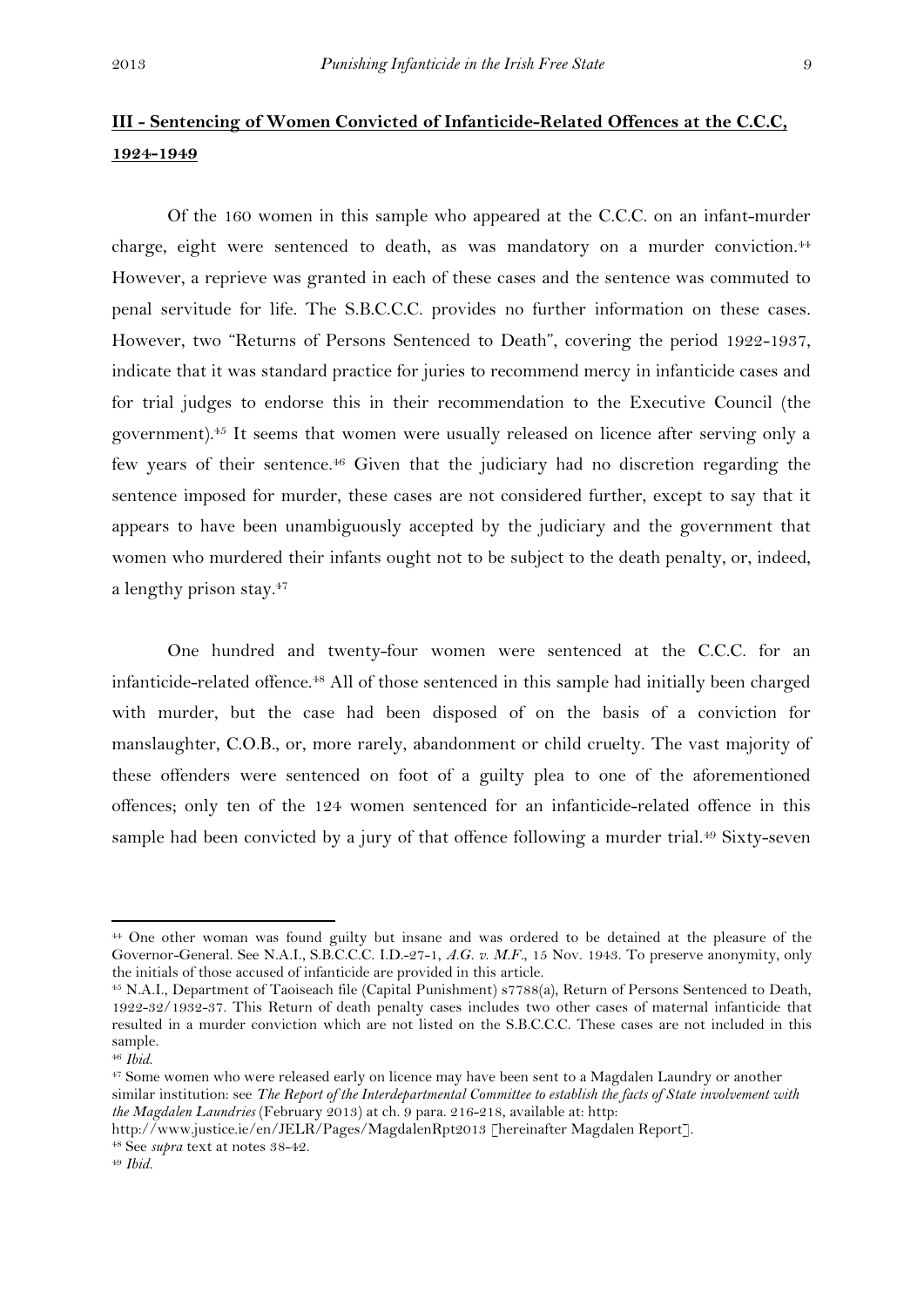## **III - Sentencing of Women Convicted of Infanticide-Related Offences at the C.C.C, 1924-1949**

Of the 160 women in this sample who appeared at the C.C.C. on an infant-murder charge, eight were sentenced to death, as was mandatory on a murder conviction.[44] However, a reprieve was granted in each of these cases and the sentence was commuted to penal servitude for life. The S.B.C.C.C. provides no further information on these cases. However, two "Returns of Persons Sentenced to Death", covering the period 1922-1937, indicate that it was standard practice for juries to recommend mercy in infanticide cases and for trial judges to endorse this in their recommendation to the Executive Council (the government).[45] It seems that women were usually released on licence after serving only a few years of their sentence.[46] Given that the judiciary had no discretion regarding the sentence imposed for murder, these cases are not considered further, except to say that it appears to have been unambiguously accepted by the judiciary and the government that women who murdered their infants ought not to be subject to the death penalty, or, indeed, a lengthy prison stay.[47]

One hundred and twenty-four women were sentenced at the C.C.C. for an infanticide-related offence.[48] All of those sentenced in this sample had initially been charged with murder, but the case had been disposed of on the basis of a conviction for manslaughter, C.O.B., or, more rarely, abandonment or child cruelty. The vast majority of these offenders were sentenced on foot of a guilty plea to one of the aforementioned offences; only ten of the 124 women sentenced for an infanticide-related offence in this sample had been convicted by a jury of that offence following a murder trial.[49] Sixty-seven

---

[44] One other woman was found guilty but insane and was ordered to be detained at the pleasure of the Governor-General. See N.A.I., S.B.C.C.C. I.D.-27-1, *A.G. v. M.F.,* 15 Nov. 1943. To preserve anonymity, only the initials of those accused of infanticide are provided in this article.

[45] N.A.I., Department of Taoiseach file (Capital Punishment) s7788(a), Return of Persons Sentenced to Death, 1922-32/1932-37. This Return of death penalty cases includes two other cases of maternal infanticide that resulted in a murder conviction which are not listed on the S.B.C.C.C. These cases are not included in this sample.

[46] *Ibid.*

[47] Some women who were released early on licence may have been sent to a Magdalen Laundry or another similar institution: see *The Report of the Interdepartmental Committee to establish the facts of State involvement with the Magdalen Laundries* (February 2013) at ch. 9 para. 216-218, available at: http://www.justice.ie/en/JELR/Pages/MagdalenRpt2013 [hereinafter Magdalen Report].

[48] See *supra* text at notes 38-42.

[49] *Ibid.*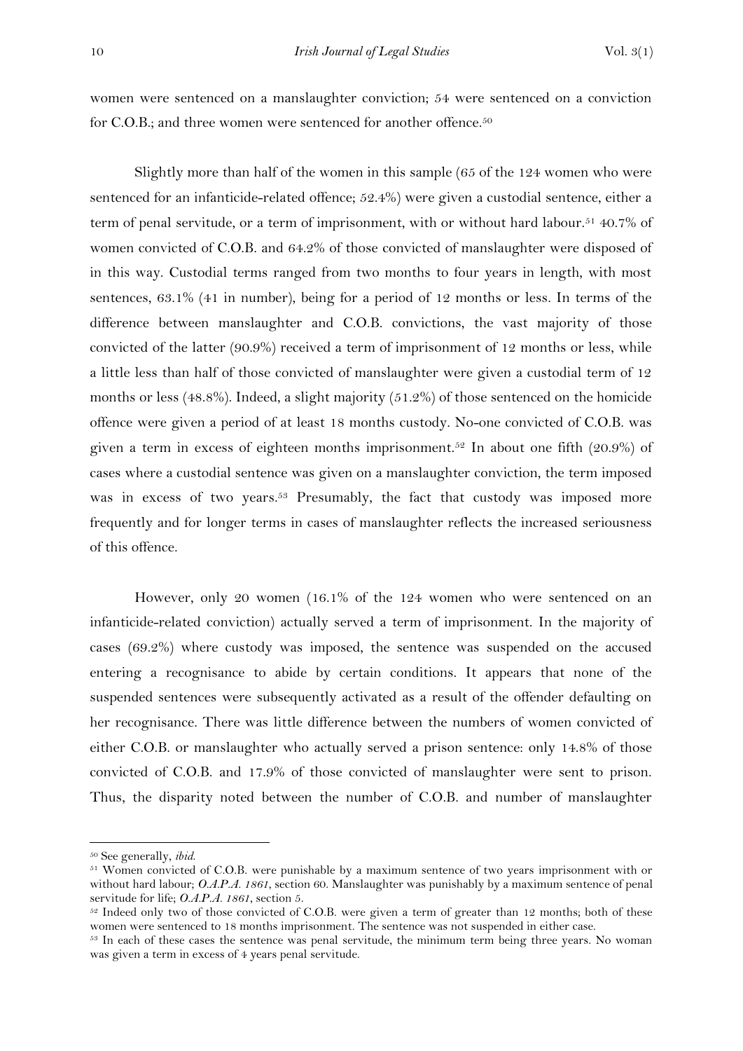women were sentenced on a manslaughter conviction; 54 were sentenced on a conviction for C.O.B.; and three women were sentenced for another offence.[50]

Slightly more than half of the women in this sample (65 of the 124 women who were sentenced for an infanticide-related offence; 52.4%) were given a custodial sentence, either a term of penal servitude, or a term of imprisonment, with or without hard labour.[51] 40.7% of women convicted of C.O.B. and 64.2% of those convicted of manslaughter were disposed of in this way. Custodial terms ranged from two months to four years in length, with most sentences, 63.1% (41 in number), being for a period of 12 months or less. In terms of the difference between manslaughter and C.O.B. convictions, the vast majority of those convicted of the latter (90.9%) received a term of imprisonment of 12 months or less, while a little less than half of those convicted of manslaughter were given a custodial term of 12 months or less (48.8%). Indeed, a slight majority (51.2%) of those sentenced on the homicide offence were given a period of at least 18 months custody. No-one convicted of C.O.B. was given a term in excess of eighteen months imprisonment.[52] In about one fifth (20.9%) of cases where a custodial sentence was given on a manslaughter conviction, the term imposed was in excess of two years.[53] Presumably, the fact that custody was imposed more frequently and for longer terms in cases of manslaughter reflects the increased seriousness of this offence.

However, only 20 women (16.1% of the 124 women who were sentenced on an infanticide-related conviction) actually served a term of imprisonment. In the majority of cases (69.2%) where custody was imposed, the sentence was suspended on the accused entering a recognisance to abide by certain conditions. It appears that none of the suspended sentences were subsequently activated as a result of the offender defaulting on her recognisance. There was little difference between the numbers of women convicted of either C.O.B. or manslaughter who actually served a prison sentence: only 14.8% of those convicted of C.O.B. and 17.9% of those convicted of manslaughter were sent to prison. Thus, the disparity noted between the number of C.O.B. and number of manslaughter

---

[50] See generally, *ibid.*

[51] Women convicted of C.O.B. were punishable by a maximum sentence of two years imprisonment with or without hard labour; *O.A.P.A. 1861*, section 60. Manslaughter was punishably by a maximum sentence of penal servitude for life; *O.A.P.A. 1861*, section 5.

[52] Indeed only two of those convicted of C.O.B. were given a term of greater than 12 months; both of these women were sentenced to 18 months imprisonment. The sentence was not suspended in either case.

[53] In each of these cases the sentence was penal servitude, the minimum term being three years. No woman was given a term in excess of 4 years penal servitude.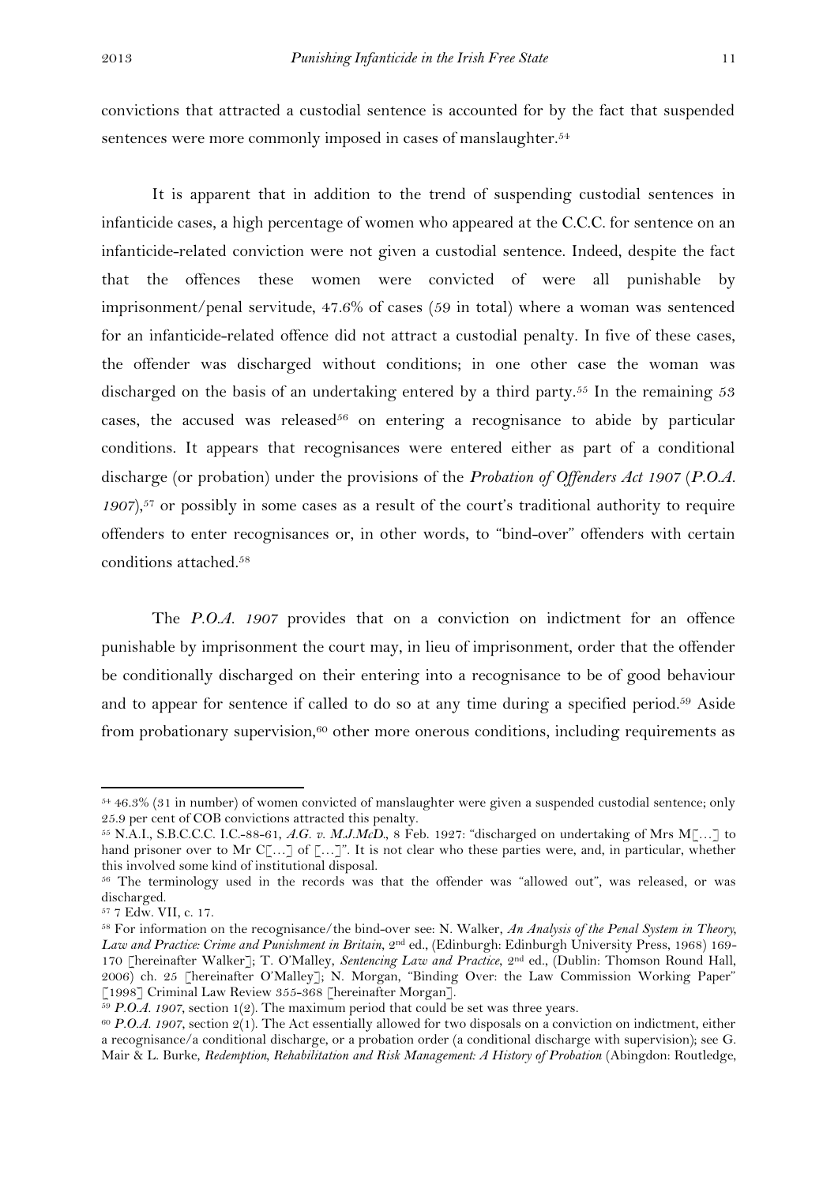convictions that attracted a custodial sentence is accounted for by the fact that suspended sentences were more commonly imposed in cases of manslaughter.[54]

It is apparent that in addition to the trend of suspending custodial sentences in infanticide cases, a high percentage of women who appeared at the C.C.C. for sentence on an infanticide-related conviction were not given a custodial sentence. Indeed, despite the fact that the offences these women were convicted of were all punishable by imprisonment/penal servitude, 47.6% of cases (59 in total) where a woman was sentenced for an infanticide-related offence did not attract a custodial penalty. In five of these cases, the offender was discharged without conditions; in one other case the woman was discharged on the basis of an undertaking entered by a third party.[55] In the remaining 53 cases, the accused was released[56] on entering a recognisance to abide by particular conditions. It appears that recognisances were entered either as part of a conditional discharge (or probation) under the provisions of the *Probation of Offenders Act 1907* (*P.O.A. 1907*),[57] or possibly in some cases as a result of the court's traditional authority to require offenders to enter recognisances or, in other words, to "bind-over" offenders with certain conditions attached.[58]

The *P.O.A. 1907* provides that on a conviction on indictment for an offence punishable by imprisonment the court may, in lieu of imprisonment, order that the offender be conditionally discharged on their entering into a recognisance to be of good behaviour and to appear for sentence if called to do so at any time during a specified period.[59] Aside from probationary supervision,[60] other more onerous conditions, including requirements as

---

[54] 46.3% (31 in number) of women convicted of manslaughter were given a suspended custodial sentence; only 25.9 per cent of COB convictions attracted this penalty.

[55] N.A.I., S.B.C.C.C. I.C.-88-61, *A.G. v. M.J.McD.*, 8 Feb. 1927: "discharged on undertaking of Mrs M[…] to hand prisoner over to Mr C[…] of […]". It is not clear who these parties were, and, in particular, whether this involved some kind of institutional disposal.

[56] The terminology used in the records was that the offender was "allowed out", was released, or was discharged.

[57] 7 Edw. VII, c. 17.

[58] For information on the recognisance/the bind-over see: N. Walker, *An Analysis of the Penal System in Theory, Law and Practice: Crime and Punishment in Britain*, 2nd ed., (Edinburgh: Edinburgh University Press, 1968) 169-170 [hereinafter Walker]; T. O'Malley, *Sentencing Law and Practice*, 2nd ed., (Dublin: Thomson Round Hall, 2006) ch. 25 [hereinafter O'Malley]; N. Morgan, "Binding Over: the Law Commission Working Paper" [1998] Criminal Law Review 355-368 [hereinafter Morgan].

[59] *P.O.A. 1907*, section 1(2). The maximum period that could be set was three years.

[60] *P.O.A. 1907*, section 2(1). The Act essentially allowed for two disposals on a conviction on indictment, either a recognisance/a conditional discharge, or a probation order (a conditional discharge with supervision); see G. Mair & L. Burke, *Redemption, Rehabilitation and Risk Management: A History of Probation* (Abingdon: Routledge,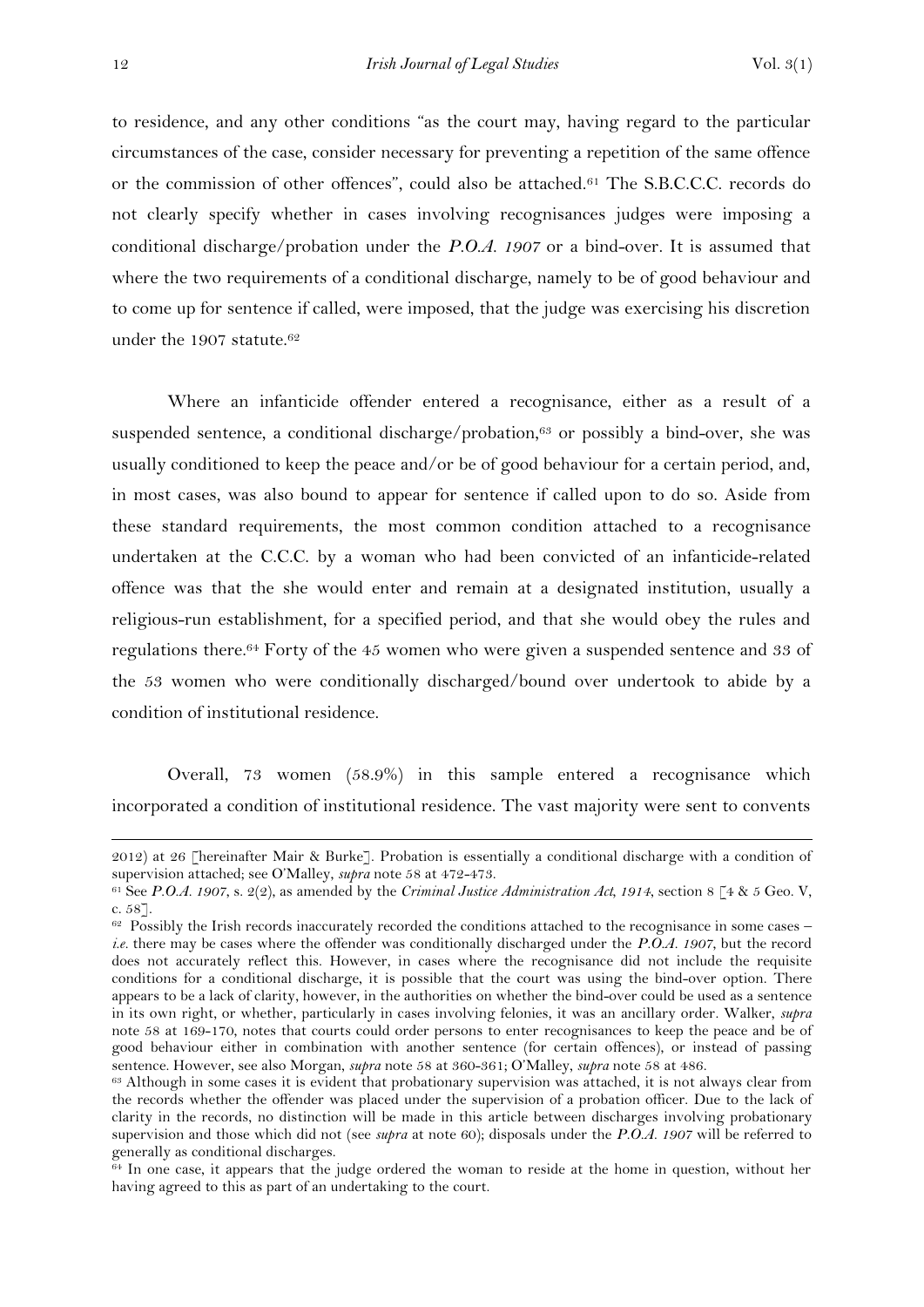to residence, and any other conditions "as the court may, having regard to the particular circumstances of the case, consider necessary for preventing a repetition of the same offence or the commission of other offences", could also be attached.[61] The S.B.C.C.C. records do not clearly specify whether in cases involving recognisances judges were imposing a conditional discharge/probation under the *P.O.A. 1907* or a bind-over. It is assumed that where the two requirements of a conditional discharge, namely to be of good behaviour and to come up for sentence if called, were imposed, that the judge was exercising his discretion under the 1907 statute.[62]

Where an infanticide offender entered a recognisance, either as a result of a suspended sentence, a conditional discharge/probation,[63] or possibly a bind-over, she was usually conditioned to keep the peace and/or be of good behaviour for a certain period, and, in most cases, was also bound to appear for sentence if called upon to do so. Aside from these standard requirements, the most common condition attached to a recognisance undertaken at the C.C.C. by a woman who had been convicted of an infanticide-related offence was that the she would enter and remain at a designated institution, usually a religious-run establishment, for a specified period, and that she would obey the rules and regulations there.[64] Forty of the 45 women who were given a suspended sentence and 33 of the 53 women who were conditionally discharged/bound over undertook to abide by a condition of institutional residence.

Overall, 73 women (58.9%) in this sample entered a recognisance which incorporated a condition of institutional residence. The vast majority were sent to convents

---

2012) at 26 [hereinafter Mair & Burke]. Probation is essentially a conditional discharge with a condition of supervision attached; see O'Malley, *supra* note 58 at 472-473.

[61] See *P.O.A. 1907*, s. 2(2), as amended by the *Criminal Justice Administration Act, 1914*, section 8 [4 & 5 Geo. V, c. 58].

[62] Possibly the Irish records inaccurately recorded the conditions attached to the recognisance in some cases – *i.e.* there may be cases where the offender was conditionally discharged under the *P.O.A. 1907*, but the record does not accurately reflect this. However, in cases where the recognisance did not include the requisite conditions for a conditional discharge, it is possible that the court was using the bind-over option. There appears to be a lack of clarity, however, in the authorities on whether the bind-over could be used as a sentence in its own right, or whether, particularly in cases involving felonies, it was an ancillary order. Walker, *supra* note 58 at 169-170, notes that courts could order persons to enter recognisances to keep the peace and be of good behaviour either in combination with another sentence (for certain offences), or instead of passing sentence. However, see also Morgan, *supra* note 58 at 360-361; O'Malley, *supra* note 58 at 486.

[63] Although in some cases it is evident that probationary supervision was attached, it is not always clear from the records whether the offender was placed under the supervision of a probation officer. Due to the lack of clarity in the records, no distinction will be made in this article between discharges involving probationary supervision and those which did not (see *supra* at note 60); disposals under the *P.O.A. 1907* will be referred to generally as conditional discharges.

[64] In one case, it appears that the judge ordered the woman to reside at the home in question, without her having agreed to this as part of an undertaking to the court.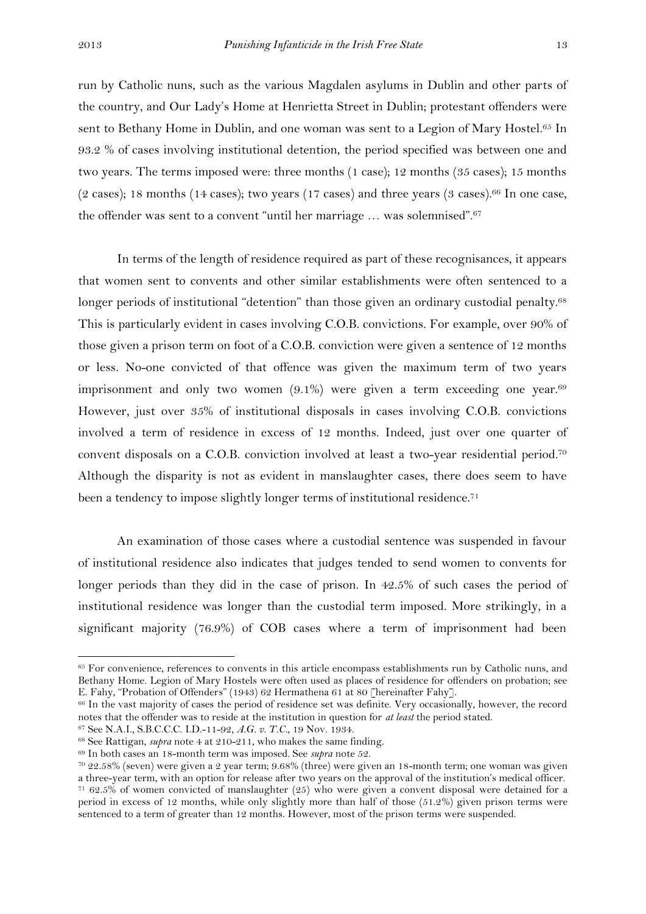run by Catholic nuns, such as the various Magdalen asylums in Dublin and other parts of the country, and Our Lady's Home at Henrietta Street in Dublin; protestant offenders were sent to Bethany Home in Dublin, and one woman was sent to a Legion of Mary Hostel.[65] In 93.2 % of cases involving institutional detention, the period specified was between one and two years. The terms imposed were: three months (1 case); 12 months (35 cases); 15 months (2 cases); 18 months (14 cases); two years (17 cases) and three years (3 cases).[66] In one case, the offender was sent to a convent "until her marriage … was solemnised".[67]

In terms of the length of residence required as part of these recognisances, it appears that women sent to convents and other similar establishments were often sentenced to a longer periods of institutional "detention" than those given an ordinary custodial penalty.[68] This is particularly evident in cases involving C.O.B. convictions. For example, over 90% of those given a prison term on foot of a C.O.B. conviction were given a sentence of 12 months or less. No-one convicted of that offence was given the maximum term of two years imprisonment and only two women (9.1%) were given a term exceeding one year.[69] However, just over 35% of institutional disposals in cases involving C.O.B. convictions involved a term of residence in excess of 12 months. Indeed, just over one quarter of convent disposals on a C.O.B. conviction involved at least a two-year residential period.[70] Although the disparity is not as evident in manslaughter cases, there does seem to have been a tendency to impose slightly longer terms of institutional residence.[71]

An examination of those cases where a custodial sentence was suspended in favour of institutional residence also indicates that judges tended to send women to convents for longer periods than they did in the case of prison. In 42.5% of such cases the period of institutional residence was longer than the custodial term imposed. More strikingly, in a significant majority (76.9%) of COB cases where a term of imprisonment had been

---

[65] For convenience, references to convents in this article encompass establishments run by Catholic nuns, and Bethany Home. Legion of Mary Hostels were often used as places of residence for offenders on probation; see E. Fahy, "Probation of Offenders" (1943) 62 Hermathena 61 at 80 [hereinafter Fahy].

[66] In the vast majority of cases the period of residence set was definite. Very occasionally, however, the record notes that the offender was to reside at the institution in question for *at least* the period stated.

[67] See N.A.I., S.B.C.C.C. I.D.-11-92, *A.G. v. T.C.*, 19 Nov. 1934.

[68] See Rattigan, *supra* note 4 at 210-211, who makes the same finding.

[69] In both cases an 18-month term was imposed. See *supra* note 52.

[70] 22.58% (seven) were given a 2 year term; 9.68% (three) were given an 18-month term; one woman was given a three-year term, with an option for release after two years on the approval of the institution's medical officer.

[71] 62.5% of women convicted of manslaughter (25) who were given a convent disposal were detained for a period in excess of 12 months, while only slightly more than half of those (51.2%) given prison terms were sentenced to a term of greater than 12 months. However, most of the prison terms were suspended.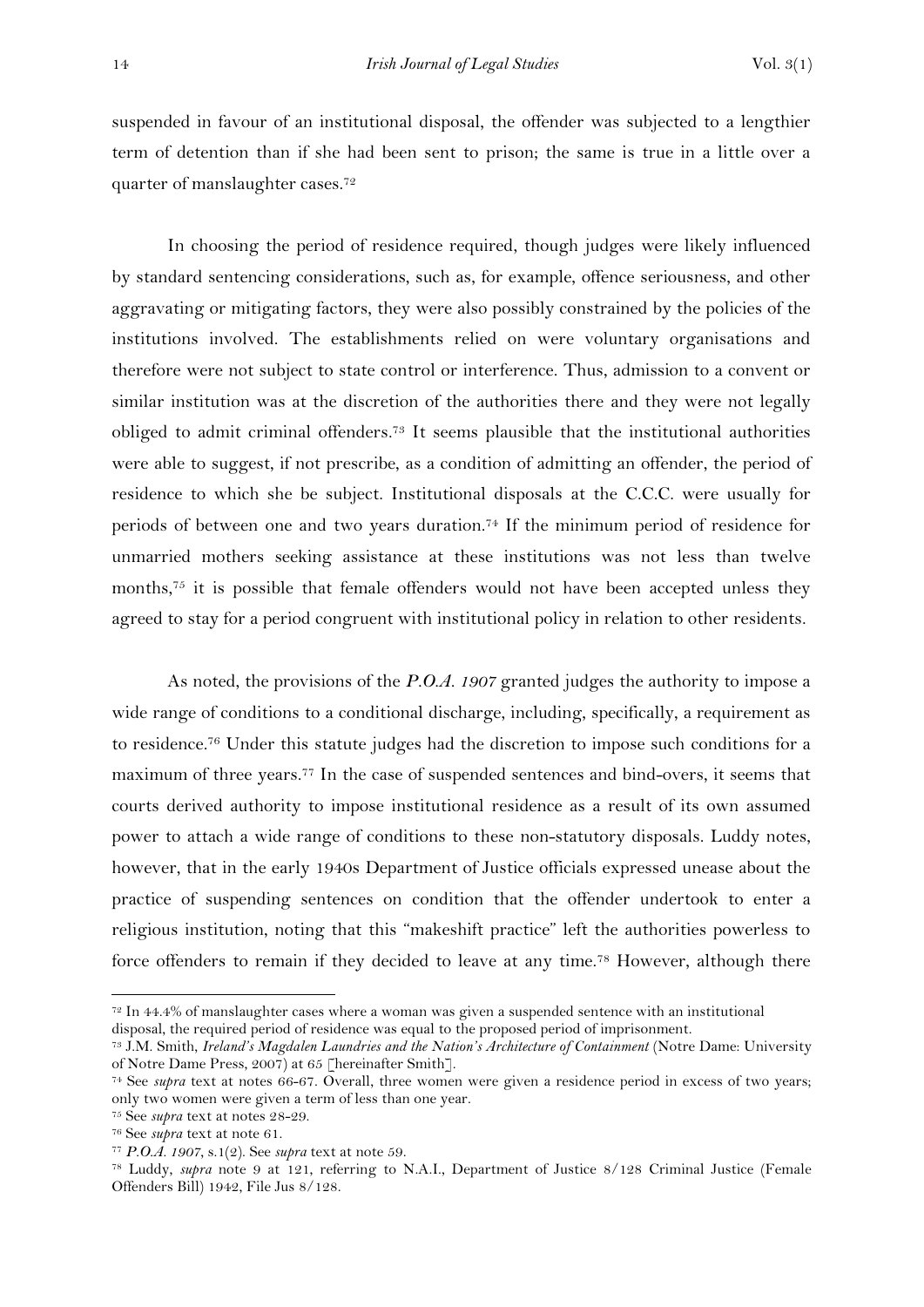suspended in favour of an institutional disposal, the offender was subjected to a lengthier term of detention than if she had been sent to prison; the same is true in a little over a quarter of manslaughter cases.[72]

In choosing the period of residence required, though judges were likely influenced by standard sentencing considerations, such as, for example, offence seriousness, and other aggravating or mitigating factors, they were also possibly constrained by the policies of the institutions involved. The establishments relied on were voluntary organisations and therefore were not subject to state control or interference. Thus, admission to a convent or similar institution was at the discretion of the authorities there and they were not legally obliged to admit criminal offenders.[73] It seems plausible that the institutional authorities were able to suggest, if not prescribe, as a condition of admitting an offender, the period of residence to which she be subject. Institutional disposals at the C.C.C. were usually for periods of between one and two years duration.[74] If the minimum period of residence for unmarried mothers seeking assistance at these institutions was not less than twelve months,[75] it is possible that female offenders would not have been accepted unless they agreed to stay for a period congruent with institutional policy in relation to other residents.

As noted, the provisions of the *P.O.A. 1907* granted judges the authority to impose a wide range of conditions to a conditional discharge, including, specifically, a requirement as to residence.[76] Under this statute judges had the discretion to impose such conditions for a maximum of three years.[77] In the case of suspended sentences and bind-overs, it seems that courts derived authority to impose institutional residence as a result of its own assumed power to attach a wide range of conditions to these non-statutory disposals. Luddy notes, however, that in the early 1940s Department of Justice officials expressed unease about the practice of suspending sentences on condition that the offender undertook to enter a religious institution, noting that this "makeshift practice" left the authorities powerless to force offenders to remain if they decided to leave at any time.[78] However, although there

---

[72] In 44.4% of manslaughter cases where a woman was given a suspended sentence with an institutional disposal, the required period of residence was equal to the proposed period of imprisonment.

[73] J.M. Smith, *Ireland's Magdalen Laundries and the Nation's Architecture of Containment* (Notre Dame: University of Notre Dame Press, 2007) at 65 [hereinafter Smith].

[74] See *supra* text at notes 66-67. Overall, three women were given a residence period in excess of two years; only two women were given a term of less than one year.

[75] See *supra* text at notes 28-29.

[76] See *supra* text at note 61.

[77] *P.O.A. 1907*, s.1(2). See *supra* text at note 59.

[78] Luddy, *supra* note 9 at 121, referring to N.A.I., Department of Justice 8/128 Criminal Justice (Female Offenders Bill) 1942, File Jus 8/128.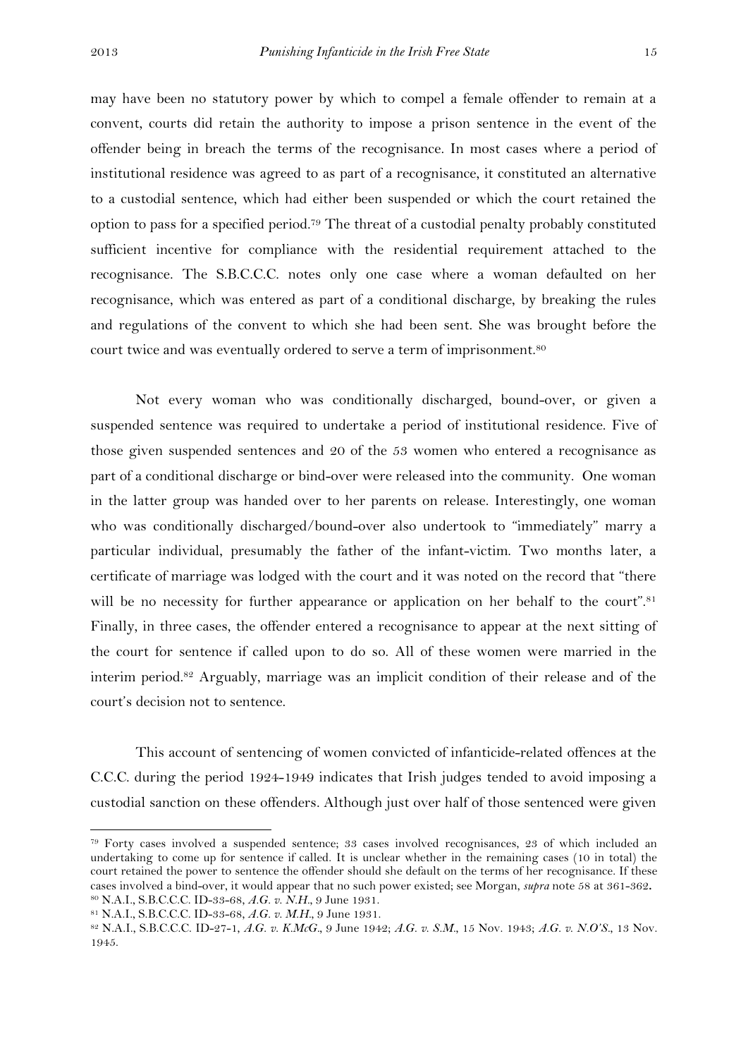may have been no statutory power by which to compel a female offender to remain at a convent, courts did retain the authority to impose a prison sentence in the event of the offender being in breach the terms of the recognisance. In most cases where a period of institutional residence was agreed to as part of a recognisance, it constituted an alternative to a custodial sentence, which had either been suspended or which the court retained the option to pass for a specified period.[79] The threat of a custodial penalty probably constituted sufficient incentive for compliance with the residential requirement attached to the recognisance. The S.B.C.C.C. notes only one case where a woman defaulted on her recognisance, which was entered as part of a conditional discharge, by breaking the rules and regulations of the convent to which she had been sent. She was brought before the court twice and was eventually ordered to serve a term of imprisonment.[80]

Not every woman who was conditionally discharged, bound-over, or given a suspended sentence was required to undertake a period of institutional residence. Five of those given suspended sentences and 20 of the 53 women who entered a recognisance as part of a conditional discharge or bind-over were released into the community. One woman in the latter group was handed over to her parents on release. Interestingly, one woman who was conditionally discharged/bound-over also undertook to "immediately" marry a particular individual, presumably the father of the infant-victim. Two months later, a certificate of marriage was lodged with the court and it was noted on the record that "there will be no necessity for further appearance or application on her behalf to the court".[81] Finally, in three cases, the offender entered a recognisance to appear at the next sitting of the court for sentence if called upon to do so. All of these women were married in the interim period.[82] Arguably, marriage was an implicit condition of their release and of the court's decision not to sentence.

This account of sentencing of women convicted of infanticide-related offences at the C.C.C. during the period 1924-1949 indicates that Irish judges tended to avoid imposing a custodial sanction on these offenders. Although just over half of those sentenced were given

---

[79] Forty cases involved a suspended sentence; 33 cases involved recognisances, 23 of which included an undertaking to come up for sentence if called. It is unclear whether in the remaining cases (10 in total) the court retained the power to sentence the offender should she default on the terms of her recognisance. If these cases involved a bind-over, it would appear that no such power existed; see Morgan, *supra* note 58 at 361-362.

[80] N.A.I., S.B.C.C.C. ID-33-68, *A.G. v. N.H.*, 9 June 1931.

[81] N.A.I., S.B.C.C.C. ID-33-68, *A.G. v. M.H.*, 9 June 1931.

[82] N.A.I., S.B.C.C.C. ID-27-1, *A.G. v. K.McG.*, 9 June 1942; *A.G. v. S.M.*, 15 Nov. 1943; *A.G. v. N.O'S.*, 13 Nov. 1945.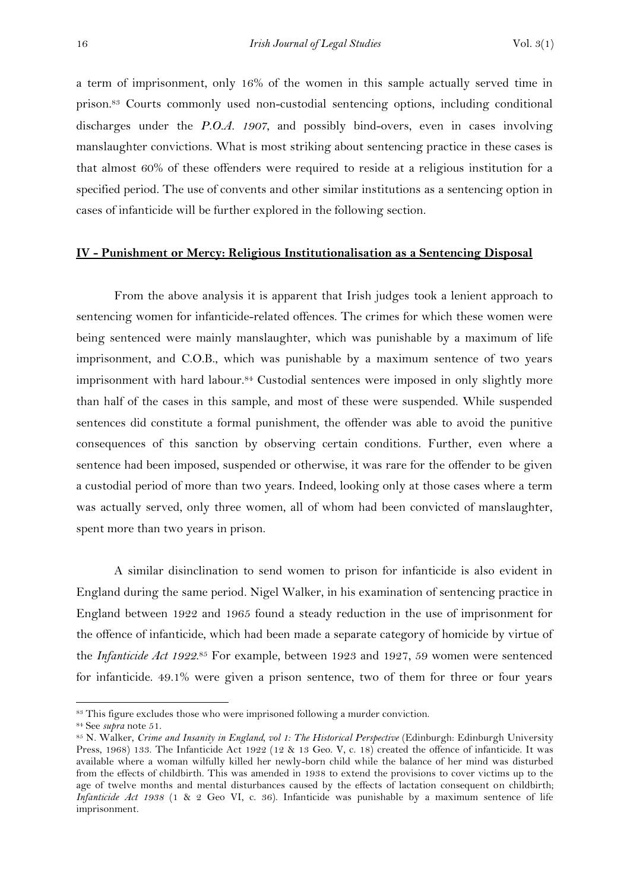a term of imprisonment, only 16% of the women in this sample actually served time in prison.[83] Courts commonly used non-custodial sentencing options, including conditional discharges under the *P.O.A. 1907*, and possibly bind-overs, even in cases involving manslaughter convictions. What is most striking about sentencing practice in these cases is that almost 60% of these offenders were required to reside at a religious institution for a specified period. The use of convents and other similar institutions as a sentencing option in cases of infanticide will be further explored in the following section.

## IV - Punishment or Mercy: Religious Institutionalisation as a Sentencing Disposal

From the above analysis it is apparent that Irish judges took a lenient approach to sentencing women for infanticide-related offences. The crimes for which these women were being sentenced were mainly manslaughter, which was punishable by a maximum of life imprisonment, and C.O.B., which was punishable by a maximum sentence of two years imprisonment with hard labour.[84] Custodial sentences were imposed in only slightly more than half of the cases in this sample, and most of these were suspended. While suspended sentences did constitute a formal punishment, the offender was able to avoid the punitive consequences of this sanction by observing certain conditions. Further, even where a sentence had been imposed, suspended or otherwise, it was rare for the offender to be given a custodial period of more than two years. Indeed, looking only at those cases where a term was actually served, only three women, all of whom had been convicted of manslaughter, spent more than two years in prison.

A similar disinclination to send women to prison for infanticide is also evident in England during the same period. Nigel Walker, in his examination of sentencing practice in England between 1922 and 1965 found a steady reduction in the use of imprisonment for the offence of infanticide, which had been made a separate category of homicide by virtue of the *Infanticide Act 1922*.[85] For example, between 1923 and 1927, 59 women were sentenced for infanticide. 49.1% were given a prison sentence, two of them for three or four years

---

[83] This figure excludes those who were imprisoned following a murder conviction.

[84] See *supra* note 51.

[85] N. Walker, *Crime and Insanity in England, vol 1: The Historical Perspective* (Edinburgh: Edinburgh University Press, 1968) 133. The Infanticide Act 1922 (12 & 13 Geo. V, c. 18) created the offence of infanticide. It was available where a woman wilfully killed her newly-born child while the balance of her mind was disturbed from the effects of childbirth. This was amended in 1938 to extend the provisions to cover victims up to the age of twelve months and mental disturbances caused by the effects of lactation consequent on childbirth; *Infanticide Act 1938* (1 & 2 Geo VI, c. 36). Infanticide was punishable by a maximum sentence of life imprisonment.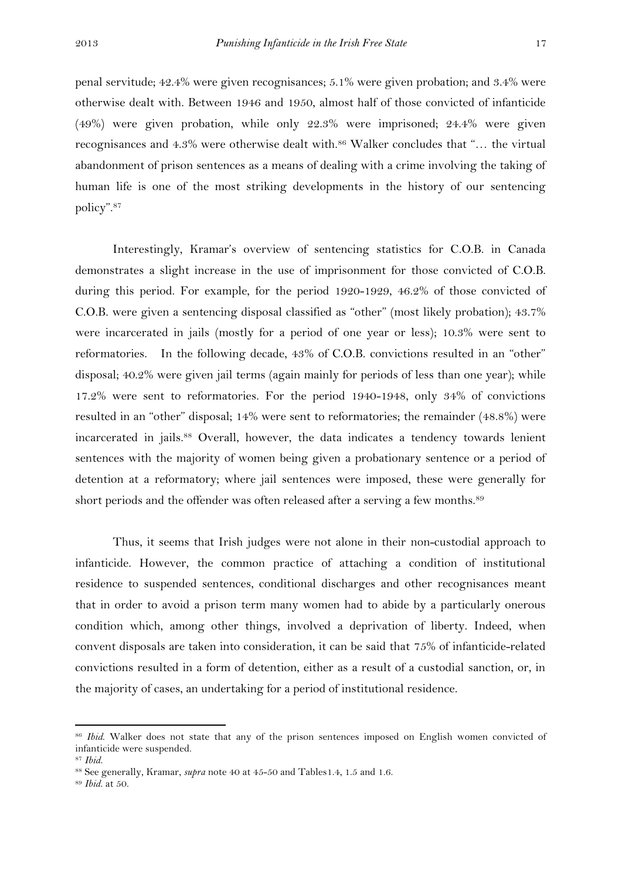penal servitude; 42.4% were given recognisances; 5.1% were given probation; and 3.4% were otherwise dealt with. Between 1946 and 1950, almost half of those convicted of infanticide (49%) were given probation, while only 22.3% were imprisoned; 24.4% were given recognisances and 4.3% were otherwise dealt with.[86] Walker concludes that "… the virtual abandonment of prison sentences as a means of dealing with a crime involving the taking of human life is one of the most striking developments in the history of our sentencing policy".[87]

Interestingly, Kramar's overview of sentencing statistics for C.O.B. in Canada demonstrates a slight increase in the use of imprisonment for those convicted of C.O.B. during this period. For example, for the period 1920-1929, 46.2% of those convicted of C.O.B. were given a sentencing disposal classified as "other" (most likely probation); 43.7% were incarcerated in jails (mostly for a period of one year or less); 10.3% were sent to reformatories. In the following decade, 43% of C.O.B. convictions resulted in an "other" disposal; 40.2% were given jail terms (again mainly for periods of less than one year); while 17.2% were sent to reformatories. For the period 1940-1948, only 34% of convictions resulted in an "other" disposal; 14% were sent to reformatories; the remainder (48.8%) were incarcerated in jails.[88] Overall, however, the data indicates a tendency towards lenient sentences with the majority of women being given a probationary sentence or a period of detention at a reformatory; where jail sentences were imposed, these were generally for short periods and the offender was often released after a serving a few months.[89]

Thus, it seems that Irish judges were not alone in their non-custodial approach to infanticide. However, the common practice of attaching a condition of institutional residence to suspended sentences, conditional discharges and other recognisances meant that in order to avoid a prison term many women had to abide by a particularly onerous condition which, among other things, involved a deprivation of liberty. Indeed, when convent disposals are taken into consideration, it can be said that 75% of infanticide-related convictions resulted in a form of detention, either as a result of a custodial sanction, or, in the majority of cases, an undertaking for a period of institutional residence.

---

[86] *Ibid.* Walker does not state that any of the prison sentences imposed on English women convicted of infanticide were suspended.

[87] *Ibid.*

[88] See generally, Kramar, *supra* note 40 at 45-50 and Tables1.4, 1.5 and 1.6.

[89] *Ibid.* at 50.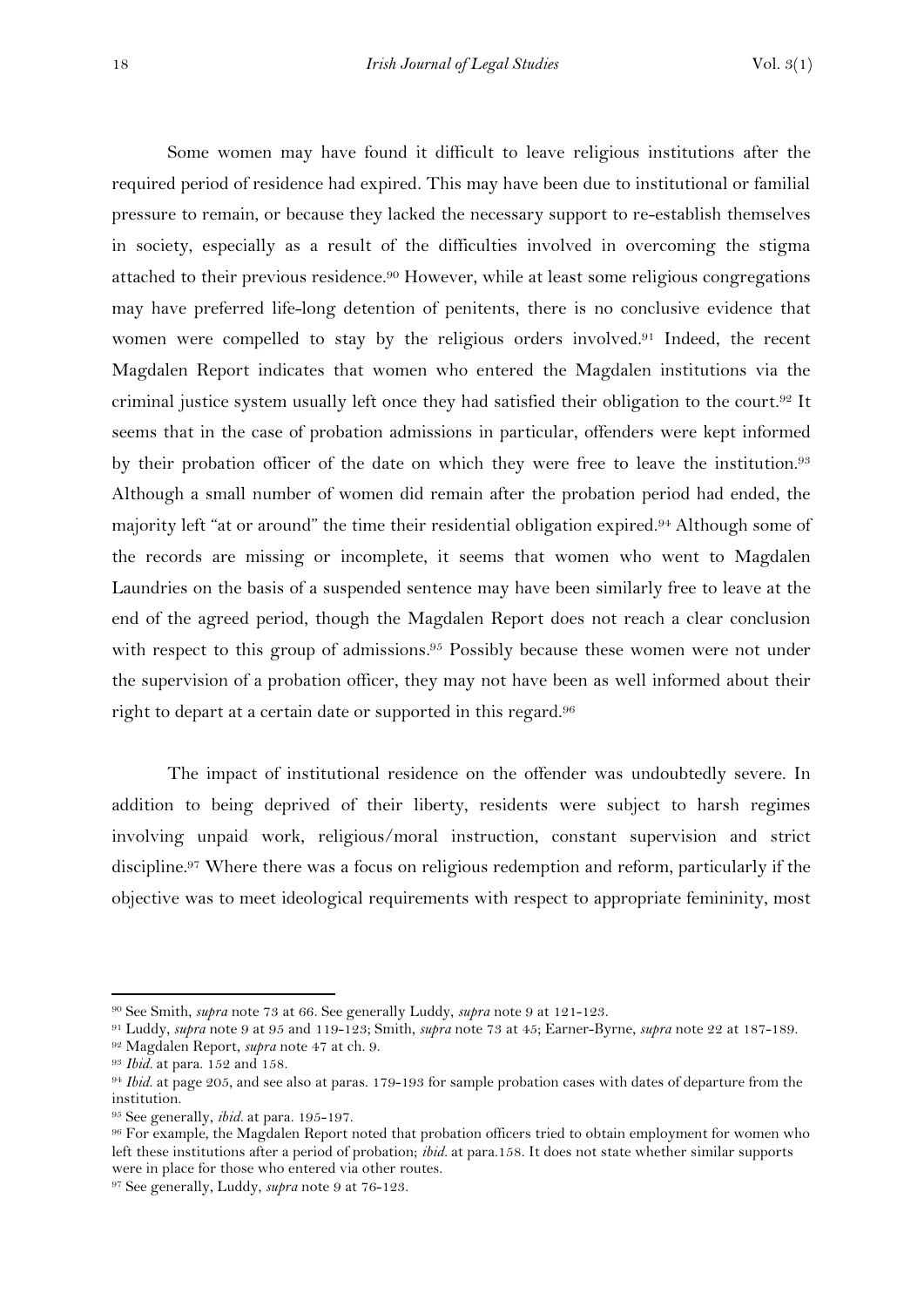Some women may have found it difficult to leave religious institutions after the required period of residence had expired. This may have been due to institutional or familial pressure to remain, or because they lacked the necessary support to re-establish themselves in society, especially as a result of the difficulties involved in overcoming the stigma attached to their previous residence.[90] However, while at least some religious congregations may have preferred life-long detention of penitents, there is no conclusive evidence that women were compelled to stay by the religious orders involved.[91] Indeed, the recent Magdalen Report indicates that women who entered the Magdalen institutions via the criminal justice system usually left once they had satisfied their obligation to the court.[92] It seems that in the case of probation admissions in particular, offenders were kept informed by their probation officer of the date on which they were free to leave the institution.[93] Although a small number of women did remain after the probation period had ended, the majority left "at or around" the time their residential obligation expired.[94] Although some of the records are missing or incomplete, it seems that women who went to Magdalen Laundries on the basis of a suspended sentence may have been similarly free to leave at the end of the agreed period, though the Magdalen Report does not reach a clear conclusion with respect to this group of admissions.[95] Possibly because these women were not under the supervision of a probation officer, they may not have been as well informed about their right to depart at a certain date or supported in this regard.[96]

The impact of institutional residence on the offender was undoubtedly severe. In addition to being deprived of their liberty, residents were subject to harsh regimes involving unpaid work, religious/moral instruction, constant supervision and strict discipline.[97] Where there was a focus on religious redemption and reform, particularly if the objective was to meet ideological requirements with respect to appropriate femininity, most

---

[90] See Smith, *supra* note 73 at 66. See generally Luddy, *supra* note 9 at 121-123.

[91] Luddy, *supra* note 9 at 95 and 119-123; Smith, *supra* note 73 at 45; Earner-Byrne, *supra* note 22 at 187-189.

[92] Magdalen Report, *supra* note 47 at ch. 9.

[93] *Ibid.* at para. 152 and 158.

[94] *Ibid.* at page 205, and see also at paras. 179-193 for sample probation cases with dates of departure from the institution.

[95] See generally, *ibid.* at para. 195-197.

[96] For example, the Magdalen Report noted that probation officers tried to obtain employment for women who left these institutions after a period of probation; *ibid.* at para.158. It does not state whether similar supports were in place for those who entered via other routes.

[97] See generally, Luddy, *supra* note 9 at 76-123.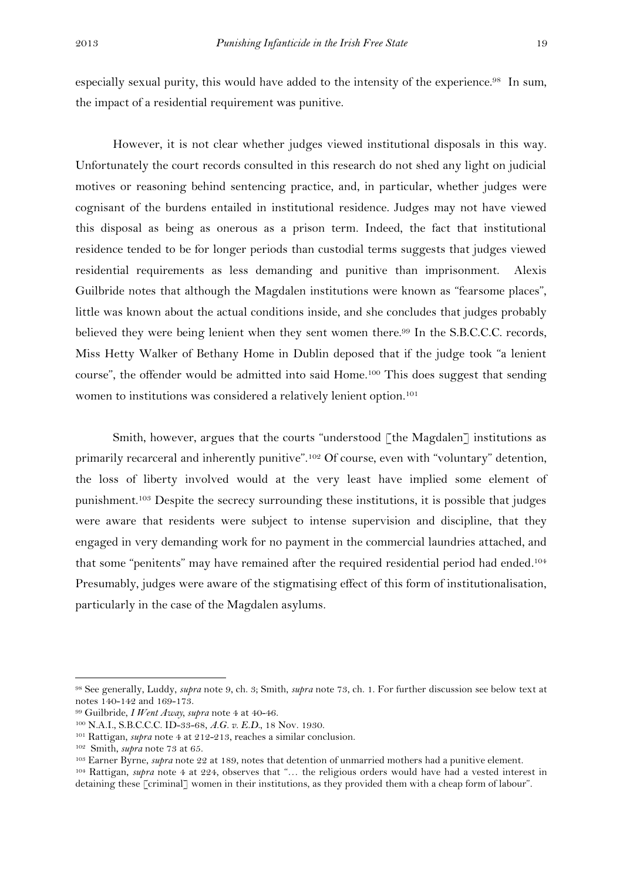especially sexual purity, this would have added to the intensity of the experience.[98] In sum, the impact of a residential requirement was punitive.

However, it is not clear whether judges viewed institutional disposals in this way. Unfortunately the court records consulted in this research do not shed any light on judicial motives or reasoning behind sentencing practice, and, in particular, whether judges were cognisant of the burdens entailed in institutional residence. Judges may not have viewed this disposal as being as onerous as a prison term. Indeed, the fact that institutional residence tended to be for longer periods than custodial terms suggests that judges viewed residential requirements as less demanding and punitive than imprisonment. Alexis Guilbride notes that although the Magdalen institutions were known as "fearsome places", little was known about the actual conditions inside, and she concludes that judges probably believed they were being lenient when they sent women there.[99] In the S.B.C.C.C. records, Miss Hetty Walker of Bethany Home in Dublin deposed that if the judge took "a lenient course", the offender would be admitted into said Home.[100] This does suggest that sending women to institutions was considered a relatively lenient option.[101]

Smith, however, argues that the courts "understood [the Magdalen] institutions as primarily recarceral and inherently punitive".[102] Of course, even with "voluntary" detention, the loss of liberty involved would at the very least have implied some element of punishment.[103] Despite the secrecy surrounding these institutions, it is possible that judges were aware that residents were subject to intense supervision and discipline, that they engaged in very demanding work for no payment in the commercial laundries attached, and that some "penitents" may have remained after the required residential period had ended.[104] Presumably, judges were aware of the stigmatising effect of this form of institutionalisation, particularly in the case of the Magdalen asylums.

---

[98] See generally, Luddy, *supra* note 9, ch. 3; Smith, *supra* note 73, ch. 1. For further discussion see below text at notes 140-142 and 169-173.

[99] Guilbride, *I Went Away*, *supra* note 4 at 40-46.

[100] N.A.I., S.B.C.C.C. ID-33-68, *A.G. v. E.D.*, 18 Nov. 1930.

[101] Rattigan, *supra* note 4 at 212-213, reaches a similar conclusion.

[102] Smith, *supra* note 73 at 65.

[103] Earner Byrne, *supra* note 22 at 189, notes that detention of unmarried mothers had a punitive element.

[104] Rattigan, *supra* note 4 at 224, observes that "… the religious orders would have had a vested interest in detaining these [criminal] women in their institutions, as they provided them with a cheap form of labour".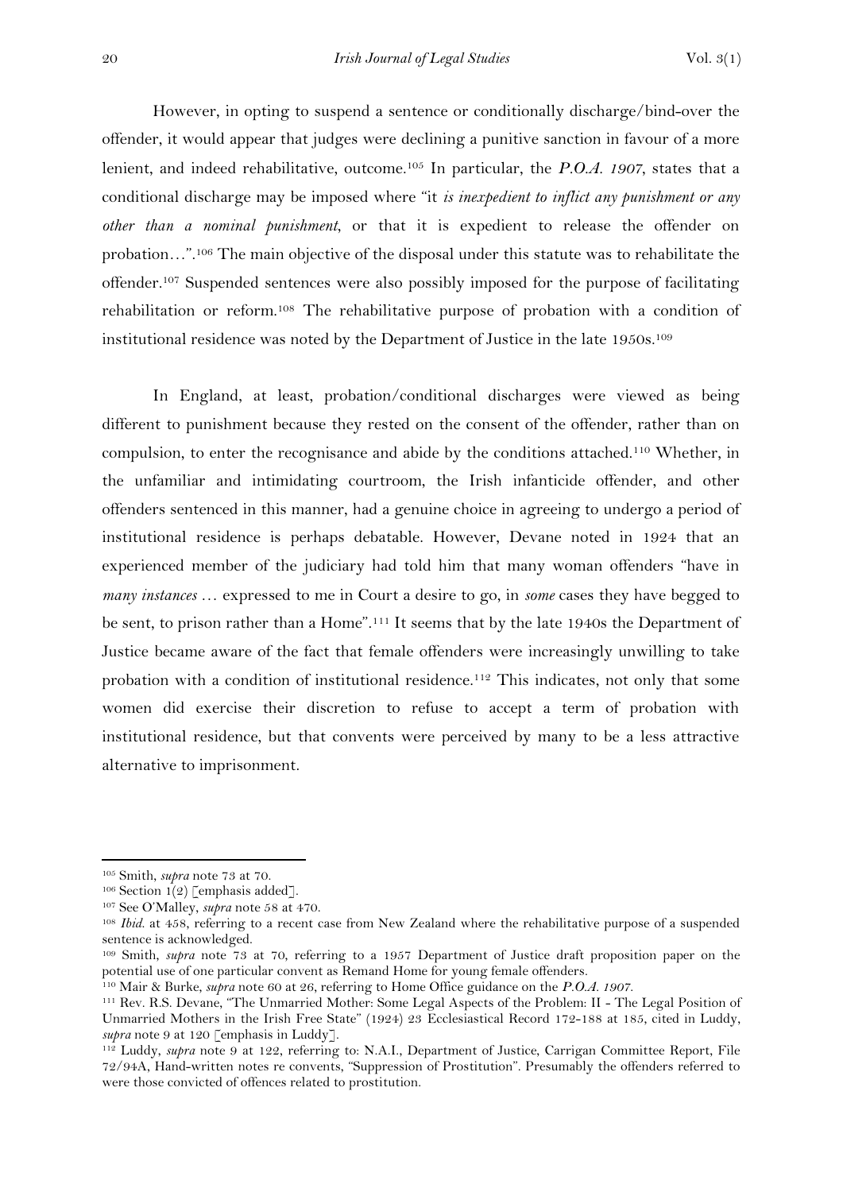However, in opting to suspend a sentence or conditionally discharge/bind-over the offender, it would appear that judges were declining a punitive sanction in favour of a more lenient, and indeed rehabilitative, outcome.[105] In particular, the ***P.O.A. 1907***, states that a conditional discharge may be imposed where "it *is inexpedient to inflict any punishment or any other than a nominal punishment*, or that it is expedient to release the offender on probation…".[106] The main objective of the disposal under this statute was to rehabilitate the offender.[107] Suspended sentences were also possibly imposed for the purpose of facilitating rehabilitation or reform.[108] The rehabilitative purpose of probation with a condition of institutional residence was noted by the Department of Justice in the late 1950s.[109]

In England, at least, probation/conditional discharges were viewed as being different to punishment because they rested on the consent of the offender, rather than on compulsion, to enter the recognisance and abide by the conditions attached.[110] Whether, in the unfamiliar and intimidating courtroom, the Irish infanticide offender, and other offenders sentenced in this manner, had a genuine choice in agreeing to undergo a period of institutional residence is perhaps debatable. However, Devane noted in 1924 that an experienced member of the judiciary had told him that many woman offenders "have in *many instances* … expressed to me in Court a desire to go, in *some* cases they have begged to be sent, to prison rather than a Home".[111] It seems that by the late 1940s the Department of Justice became aware of the fact that female offenders were increasingly unwilling to take probation with a condition of institutional residence.[112] This indicates, not only that some women did exercise their discretion to refuse to accept a term of probation with institutional residence, but that convents were perceived by many to be a less attractive alternative to imprisonment.

---

[105] Smith, *supra* note 73 at 70.

[106] Section 1(2) [emphasis added].

[107] See O'Malley, *supra* note 58 at 470.

[108] *Ibid.* at 458, referring to a recent case from New Zealand where the rehabilitative purpose of a suspended sentence is acknowledged.

[109] Smith, *supra* note 73 at 70, referring to a 1957 Department of Justice draft proposition paper on the potential use of one particular convent as Remand Home for young female offenders.

[110] Mair & Burke, *supra* note 60 at 26, referring to Home Office guidance on the *P.O.A. 1907*.

[111] Rev. R.S. Devane, "The Unmarried Mother: Some Legal Aspects of the Problem: II - The Legal Position of Unmarried Mothers in the Irish Free State" (1924) 23 Ecclesiastical Record 172-188 at 185, cited in Luddy, *supra* note 9 at 120 [emphasis in Luddy].

[112] Luddy, *supra* note 9 at 122, referring to: N.A.I., Department of Justice, Carrigan Committee Report, File 72/94A, Hand-written notes re convents, "Suppression of Prostitution". Presumably the offenders referred to were those convicted of offences related to prostitution.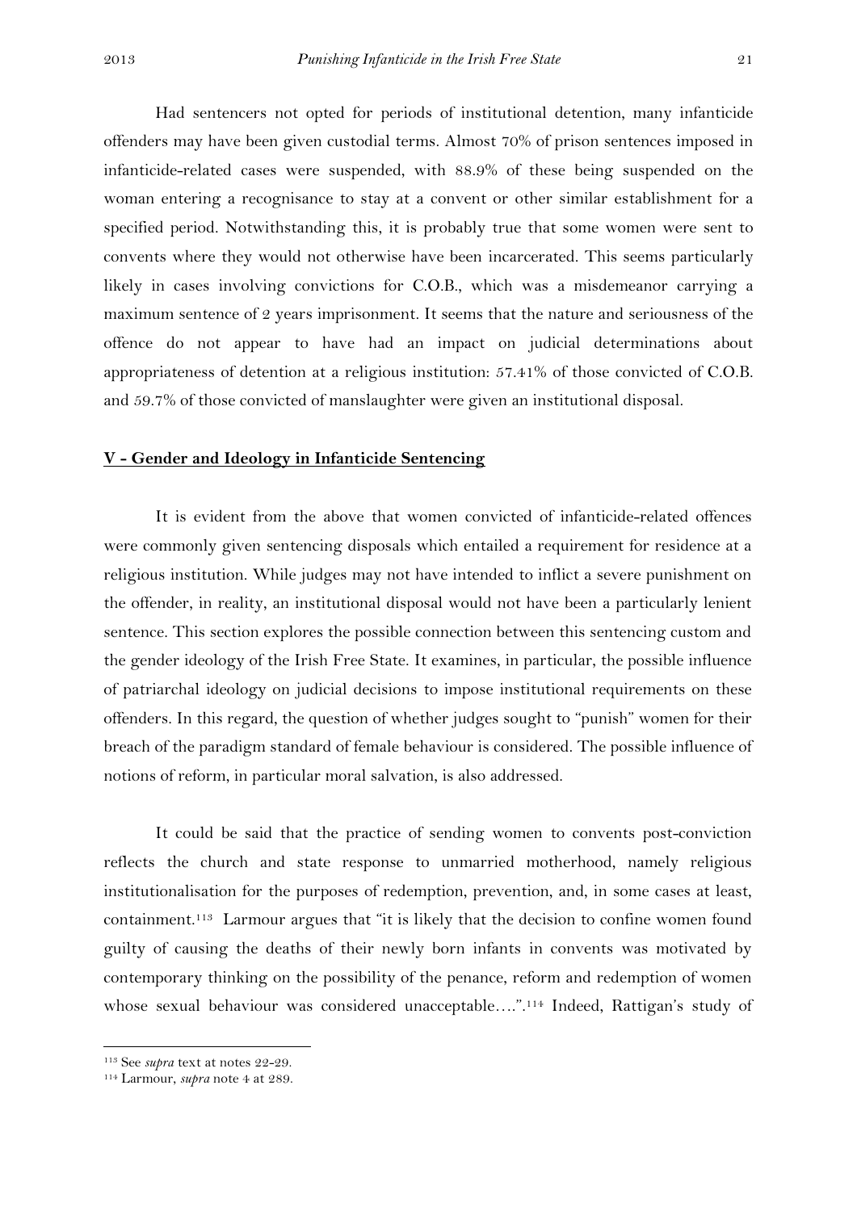Had sentencers not opted for periods of institutional detention, many infanticide offenders may have been given custodial terms. Almost 70% of prison sentences imposed in infanticide-related cases were suspended, with 88.9% of these being suspended on the woman entering a recognisance to stay at a convent or other similar establishment for a specified period. Notwithstanding this, it is probably true that some women were sent to convents where they would not otherwise have been incarcerated. This seems particularly likely in cases involving convictions for C.O.B., which was a misdemeanor carrying a maximum sentence of 2 years imprisonment. It seems that the nature and seriousness of the offence do not appear to have had an impact on judicial determinations about appropriateness of detention at a religious institution: 57.41% of those convicted of C.O.B. and 59.7% of those convicted of manslaughter were given an institutional disposal.

## V - Gender and Ideology in Infanticide Sentencing

It is evident from the above that women convicted of infanticide-related offences were commonly given sentencing disposals which entailed a requirement for residence at a religious institution. While judges may not have intended to inflict a severe punishment on the offender, in reality, an institutional disposal would not have been a particularly lenient sentence. This section explores the possible connection between this sentencing custom and the gender ideology of the Irish Free State. It examines, in particular, the possible influence of patriarchal ideology on judicial decisions to impose institutional requirements on these offenders. In this regard, the question of whether judges sought to "punish" women for their breach of the paradigm standard of female behaviour is considered. The possible influence of notions of reform, in particular moral salvation, is also addressed.

It could be said that the practice of sending women to convents post-conviction reflects the church and state response to unmarried motherhood, namely religious institutionalisation for the purposes of redemption, prevention, and, in some cases at least, containment.[113] Larmour argues that "it is likely that the decision to confine women found guilty of causing the deaths of their newly born infants in convents was motivated by contemporary thinking on the possibility of the penance, reform and redemption of women whose sexual behaviour was considered unacceptable….".[114] Indeed, Rattigan's study of

---

[113] See *supra* text at notes 22-29.

[114] Larmour, *supra* note 4 at 289.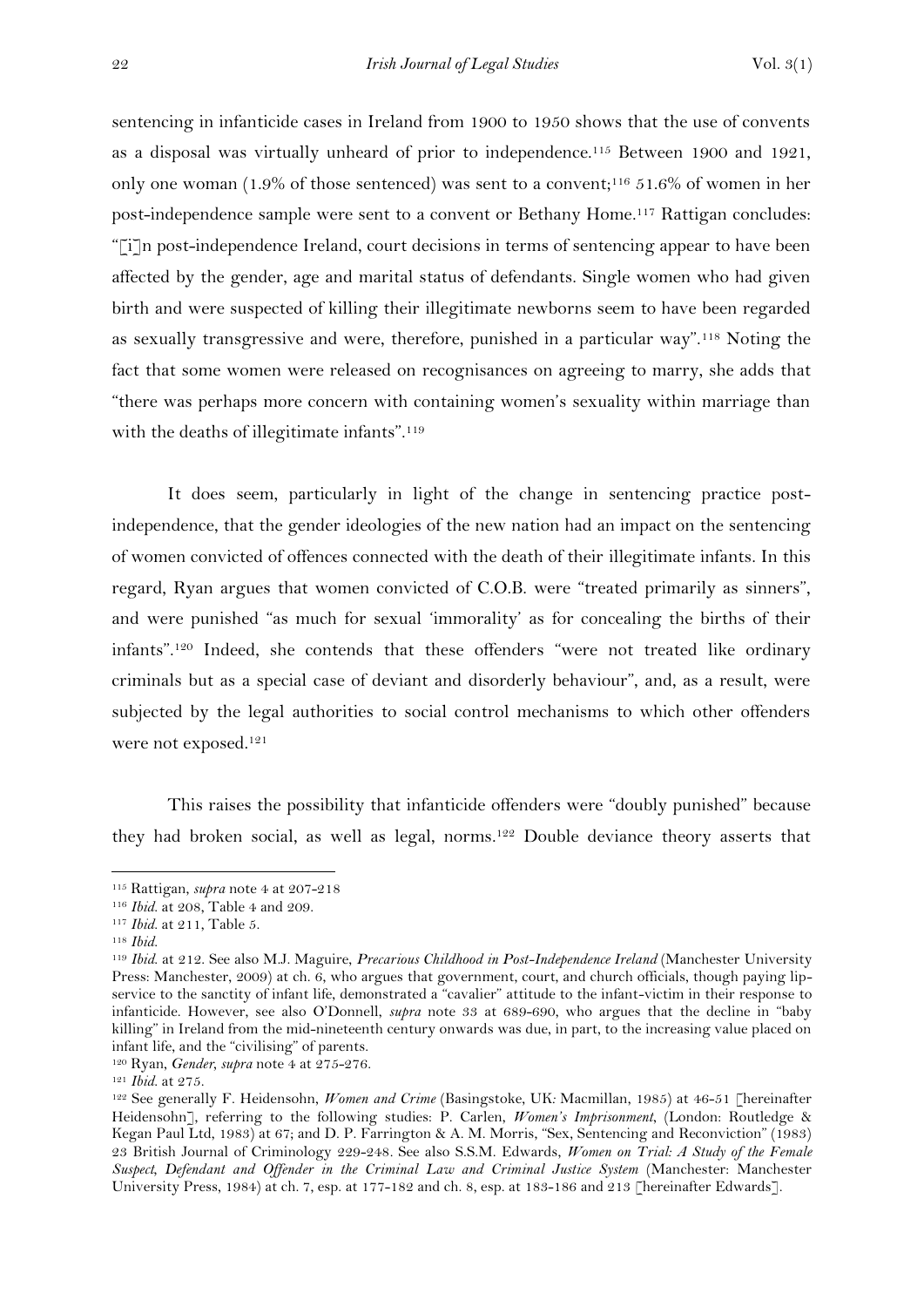sentencing in infanticide cases in Ireland from 1900 to 1950 shows that the use of convents as a disposal was virtually unheard of prior to independence.[115] Between 1900 and 1921, only one woman (1.9% of those sentenced) was sent to a convent;[116] 51.6% of women in her post-independence sample were sent to a convent or Bethany Home.[117] Rattigan concludes: "[i]n post-independence Ireland, court decisions in terms of sentencing appear to have been affected by the gender, age and marital status of defendants. Single women who had given birth and were suspected of killing their illegitimate newborns seem to have been regarded as sexually transgressive and were, therefore, punished in a particular way".[118] Noting the fact that some women were released on recognisances on agreeing to marry, she adds that "there was perhaps more concern with containing women's sexuality within marriage than with the deaths of illegitimate infants".[119]

It does seem, particularly in light of the change in sentencing practice post-independence, that the gender ideologies of the new nation had an impact on the sentencing of women convicted of offences connected with the death of their illegitimate infants. In this regard, Ryan argues that women convicted of C.O.B. were "treated primarily as sinners", and were punished "as much for sexual 'immorality' as for concealing the births of their infants".[120] Indeed, she contends that these offenders "were not treated like ordinary criminals but as a special case of deviant and disorderly behaviour", and, as a result, were subjected by the legal authorities to social control mechanisms to which other offenders were not exposed.[121]

This raises the possibility that infanticide offenders were "doubly punished" because they had broken social, as well as legal, norms.[122] Double deviance theory asserts that

---

[115] Rattigan, *supra* note 4 at 207-218

[116] *Ibid.* at 208, Table 4 and 209.

[117] *Ibid.* at 211, Table 5.

[118] *Ibid.*

[119] *Ibid.* at 212. See also M.J. Maguire, *Precarious Childhood in Post-Independence Ireland* (Manchester University Press: Manchester, 2009) at ch. 6, who argues that government, court, and church officials, though paying lip-service to the sanctity of infant life, demonstrated a "cavalier" attitude to the infant-victim in their response to infanticide. However, see also O'Donnell, *supra* note 33 at 689-690, who argues that the decline in "baby killing" in Ireland from the mid-nineteenth century onwards was due, in part, to the increasing value placed on infant life, and the "civilising" of parents.

[120] Ryan, *Gender*, *supra* note 4 at 275-276.

[121] *Ibid.* at 275.

[122] See generally F. Heidensohn, *Women and Crime* (Basingstoke, UK: Macmillan, 1985) at 46-51 [hereinafter Heidensohn], referring to the following studies: P. Carlen, *Women's Imprisonment*, (London: Routledge & Kegan Paul Ltd, 1983) at 67; and D. P. Farrington & A. M. Morris, "Sex, Sentencing and Reconviction" (1983) 23 British Journal of Criminology 229-248. See also S.S.M. Edwards, *Women on Trial: A Study of the Female Suspect, Defendant and Offender in the Criminal Law and Criminal Justice System* (Manchester: Manchester University Press, 1984) at ch. 7, esp. at 177-182 and ch. 8, esp. at 183-186 and 213 [hereinafter Edwards].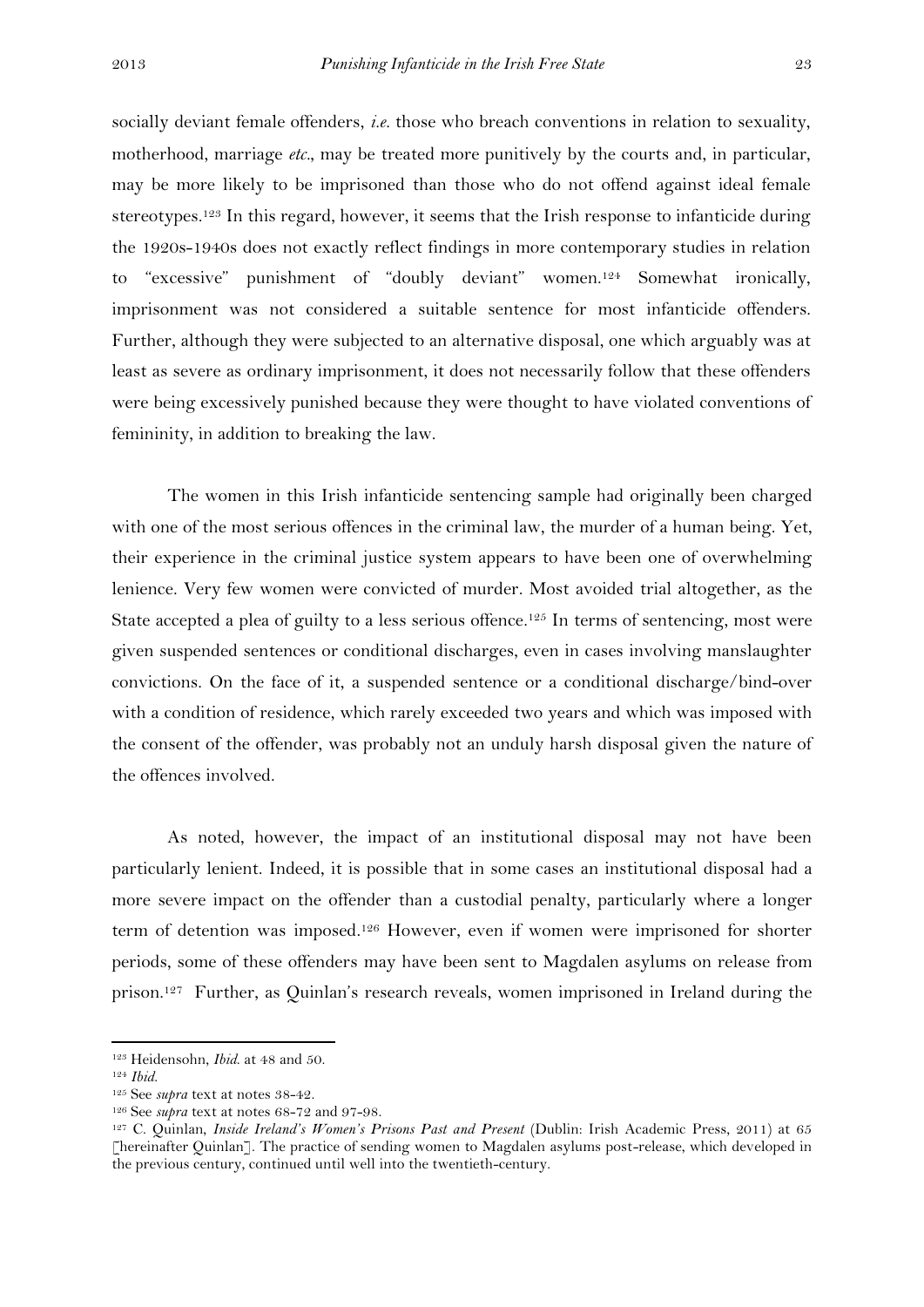socially deviant female offenders, *i.e.* those who breach conventions in relation to sexuality, motherhood, marriage *etc.*, may be treated more punitively by the courts and, in particular, may be more likely to be imprisoned than those who do not offend against ideal female stereotypes.[123] In this regard, however, it seems that the Irish response to infanticide during the 1920s-1940s does not exactly reflect findings in more contemporary studies in relation to "excessive" punishment of "doubly deviant" women.[124] Somewhat ironically, imprisonment was not considered a suitable sentence for most infanticide offenders. Further, although they were subjected to an alternative disposal, one which arguably was at least as severe as ordinary imprisonment, it does not necessarily follow that these offenders were being excessively punished because they were thought to have violated conventions of femininity, in addition to breaking the law.

The women in this Irish infanticide sentencing sample had originally been charged with one of the most serious offences in the criminal law, the murder of a human being. Yet, their experience in the criminal justice system appears to have been one of overwhelming lenience. Very few women were convicted of murder. Most avoided trial altogether, as the State accepted a plea of guilty to a less serious offence.[125] In terms of sentencing, most were given suspended sentences or conditional discharges, even in cases involving manslaughter convictions. On the face of it, a suspended sentence or a conditional discharge/bind-over with a condition of residence, which rarely exceeded two years and which was imposed with the consent of the offender, was probably not an unduly harsh disposal given the nature of the offences involved.

As noted, however, the impact of an institutional disposal may not have been particularly lenient. Indeed, it is possible that in some cases an institutional disposal had a more severe impact on the offender than a custodial penalty, particularly where a longer term of detention was imposed.[126] However, even if women were imprisoned for shorter periods, some of these offenders may have been sent to Magdalen asylums on release from prison.[127] Further, as Quinlan's research reveals, women imprisoned in Ireland during the

---

[123] Heidensohn, *Ibid.* at 48 and 50.

[124] *Ibid.*

[125] See *supra* text at notes 38-42.

[126] See *supra* text at notes 68-72 and 97-98.

[127] C. Quinlan, *Inside Ireland's Women's Prisons Past and Present* (Dublin: Irish Academic Press, 2011) at 65 [hereinafter Quinlan]. The practice of sending women to Magdalen asylums post-release, which developed in the previous century, continued until well into the twentieth-century.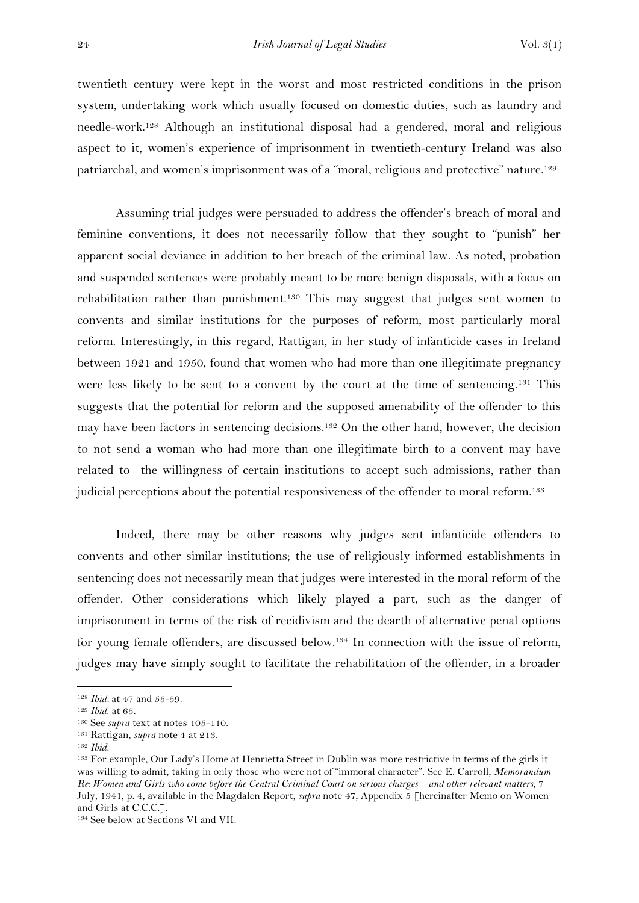twentieth century were kept in the worst and most restricted conditions in the prison system, undertaking work which usually focused on domestic duties, such as laundry and needle-work.[128] Although an institutional disposal had a gendered, moral and religious aspect to it, women's experience of imprisonment in twentieth-century Ireland was also patriarchal, and women's imprisonment was of a "moral, religious and protective" nature.[129]

Assuming trial judges were persuaded to address the offender's breach of moral and feminine conventions, it does not necessarily follow that they sought to "punish" her apparent social deviance in addition to her breach of the criminal law. As noted, probation and suspended sentences were probably meant to be more benign disposals, with a focus on rehabilitation rather than punishment.[130] This may suggest that judges sent women to convents and similar institutions for the purposes of reform, most particularly moral reform. Interestingly, in this regard, Rattigan, in her study of infanticide cases in Ireland between 1921 and 1950, found that women who had more than one illegitimate pregnancy were less likely to be sent to a convent by the court at the time of sentencing.[131] This suggests that the potential for reform and the supposed amenability of the offender to this may have been factors in sentencing decisions.[132] On the other hand, however, the decision to not send a woman who had more than one illegitimate birth to a convent may have related to the willingness of certain institutions to accept such admissions, rather than judicial perceptions about the potential responsiveness of the offender to moral reform.[133]

Indeed, there may be other reasons why judges sent infanticide offenders to convents and other similar institutions; the use of religiously informed establishments in sentencing does not necessarily mean that judges were interested in the moral reform of the offender. Other considerations which likely played a part, such as the danger of imprisonment in terms of the risk of recidivism and the dearth of alternative penal options for young female offenders, are discussed below.[134] In connection with the issue of reform, judges may have simply sought to facilitate the rehabilitation of the offender, in a broader

---

[128] *Ibid.* at 47 and 55-59.

[129] *Ibid.* at 65.

[130] See *supra* text at notes 105-110.

[131] Rattigan, *supra* note 4 at 213.

[132] *Ibid.*

[133] For example, Our Lady's Home at Henrietta Street in Dublin was more restrictive in terms of the girls it was willing to admit, taking in only those who were not of "immoral character". See E. Carroll, *Memorandum Re: Women and Girls who come before the Central Criminal Court on serious charges – and other relevant matters,* 7 July, 1941, p. 4, available in the Magdalen Report, *supra* note 47, Appendix 5 [hereinafter Memo on Women and Girls at C.C.C.].

[134] See below at Sections VI and VII.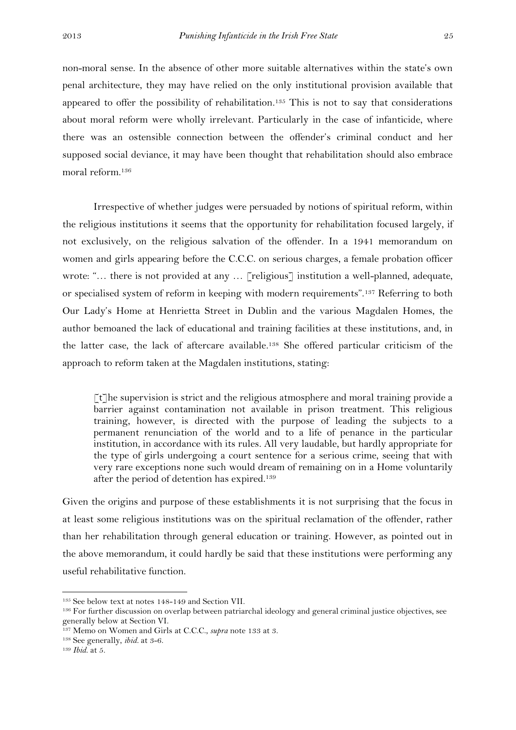non-moral sense. In the absence of other more suitable alternatives within the state's own penal architecture, they may have relied on the only institutional provision available that appeared to offer the possibility of rehabilitation.[135] This is not to say that considerations about moral reform were wholly irrelevant. Particularly in the case of infanticide, where there was an ostensible connection between the offender's criminal conduct and her supposed social deviance, it may have been thought that rehabilitation should also embrace moral reform.[136]

Irrespective of whether judges were persuaded by notions of spiritual reform, within the religious institutions it seems that the opportunity for rehabilitation focused largely, if not exclusively, on the religious salvation of the offender. In a 1941 memorandum on women and girls appearing before the C.C.C. on serious charges, a female probation officer wrote: "… there is not provided at any … [religious] institution a well-planned, adequate, or specialised system of reform in keeping with modern requirements".[137] Referring to both Our Lady's Home at Henrietta Street in Dublin and the various Magdalen Homes, the author bemoaned the lack of educational and training facilities at these institutions, and, in the latter case, the lack of aftercare available.[138] She offered particular criticism of the approach to reform taken at the Magdalen institutions, stating:

> [t]he supervision is strict and the religious atmosphere and moral training provide a barrier against contamination not available in prison treatment. This religious training, however, is directed with the purpose of leading the subjects to a permanent renunciation of the world and to a life of penance in the particular institution, in accordance with its rules. All very laudable, but hardly appropriate for the type of girls undergoing a court sentence for a serious crime, seeing that with very rare exceptions none such would dream of remaining on in a Home voluntarily after the period of detention has expired.[139]

Given the origins and purpose of these establishments it is not surprising that the focus in at least some religious institutions was on the spiritual reclamation of the offender, rather than her rehabilitation through general education or training. However, as pointed out in the above memorandum, it could hardly be said that these institutions were performing any useful rehabilitative function.

---

[135] See below text at notes 148-149 and Section VII.

[136] For further discussion on overlap between patriarchal ideology and general criminal justice objectives, see generally below at Section VI.

[137] Memo on Women and Girls at C.C.C., *supra* note 133 at 3.

[138] See generally, *ibid.* at 3-6.

[139] *Ibid.* at 5.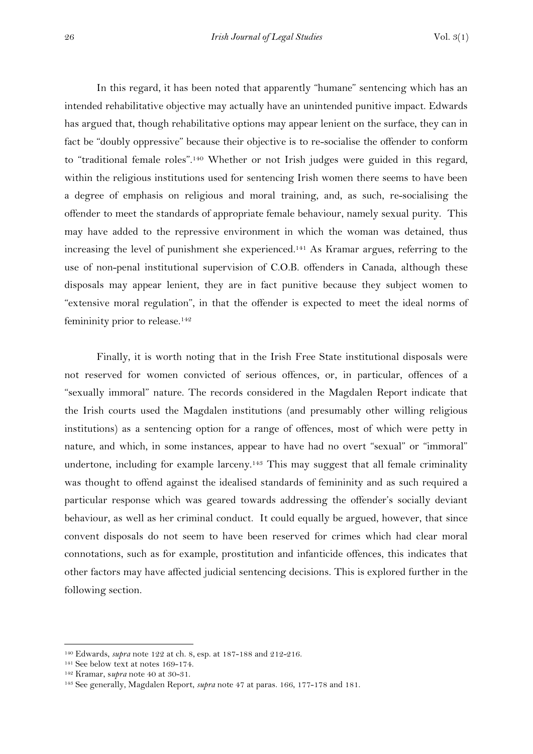In this regard, it has been noted that apparently "humane" sentencing which has an intended rehabilitative objective may actually have an unintended punitive impact. Edwards has argued that, though rehabilitative options may appear lenient on the surface, they can in fact be "doubly oppressive" because their objective is to re-socialise the offender to conform to "traditional female roles".[140] Whether or not Irish judges were guided in this regard, within the religious institutions used for sentencing Irish women there seems to have been a degree of emphasis on religious and moral training, and, as such, re-socialising the offender to meet the standards of appropriate female behaviour, namely sexual purity. This may have added to the repressive environment in which the woman was detained, thus increasing the level of punishment she experienced.[141] As Kramar argues, referring to the use of non-penal institutional supervision of C.O.B. offenders in Canada, although these disposals may appear lenient, they are in fact punitive because they subject women to "extensive moral regulation", in that the offender is expected to meet the ideal norms of femininity prior to release.[142]

Finally, it is worth noting that in the Irish Free State institutional disposals were not reserved for women convicted of serious offences, or, in particular, offences of a "sexually immoral" nature. The records considered in the Magdalen Report indicate that the Irish courts used the Magdalen institutions (and presumably other willing religious institutions) as a sentencing option for a range of offences, most of which were petty in nature, and which, in some instances, appear to have had no overt "sexual" or "immoral" undertone, including for example larceny.[143] This may suggest that all female criminality was thought to offend against the idealised standards of femininity and as such required a particular response which was geared towards addressing the offender's socially deviant behaviour, as well as her criminal conduct. It could equally be argued, however, that since convent disposals do not seem to have been reserved for crimes which had clear moral connotations, such as for example, prostitution and infanticide offences, this indicates that other factors may have affected judicial sentencing decisions. This is explored further in the following section.

---

[140] Edwards, *supra* note 122 at ch. 8, esp. at 187-188 and 212-216.

[141] See below text at notes 169-174.

[142] Kramar, *supra* note 40 at 30-31.

[143] See generally, Magdalen Report, *supra* note 47 at paras. 166, 177-178 and 181.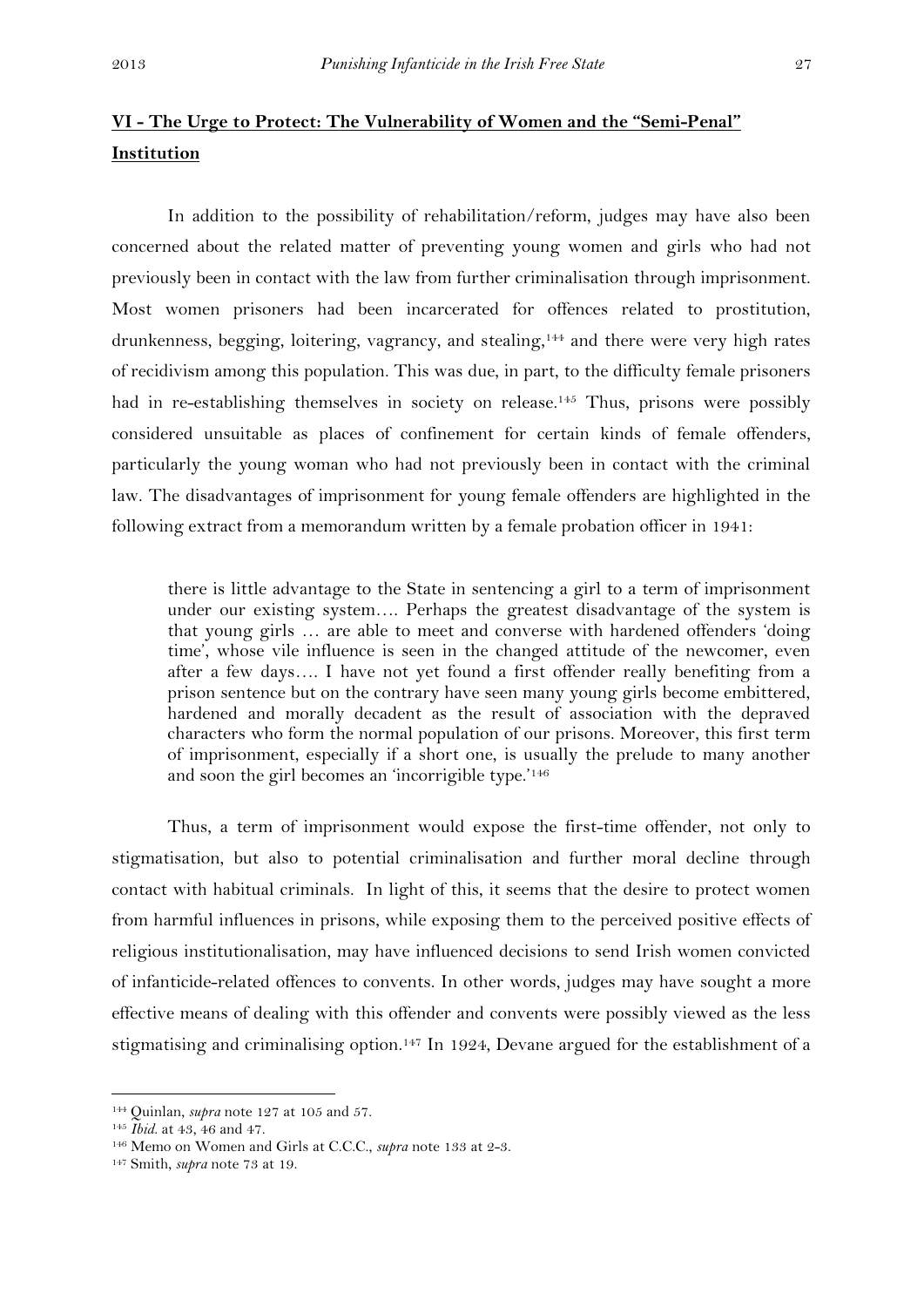## **VI - The Urge to Protect: The Vulnerability of Women and the "Semi-Penal" Institution**

In addition to the possibility of rehabilitation/reform, judges may have also been concerned about the related matter of preventing young women and girls who had not previously been in contact with the law from further criminalisation through imprisonment. Most women prisoners had been incarcerated for offences related to prostitution, drunkenness, begging, loitering, vagrancy, and stealing,[144] and there were very high rates of recidivism among this population. This was due, in part, to the difficulty female prisoners had in re-establishing themselves in society on release.[145] Thus, prisons were possibly considered unsuitable as places of confinement for certain kinds of female offenders, particularly the young woman who had not previously been in contact with the criminal law. The disadvantages of imprisonment for young female offenders are highlighted in the following extract from a memorandum written by a female probation officer in 1941:

> there is little advantage to the State in sentencing a girl to a term of imprisonment under our existing system…. Perhaps the greatest disadvantage of the system is that young girls … are able to meet and converse with hardened offenders 'doing time', whose vile influence is seen in the changed attitude of the newcomer, even after a few days…. I have not yet found a first offender really benefiting from a prison sentence but on the contrary have seen many young girls become embittered, hardened and morally decadent as the result of association with the depraved characters who form the normal population of our prisons. Moreover, this first term of imprisonment, especially if a short one, is usually the prelude to many another and soon the girl becomes an 'incorrigible type.'[146]

Thus, a term of imprisonment would expose the first-time offender, not only to stigmatisation, but also to potential criminalisation and further moral decline through contact with habitual criminals. In light of this, it seems that the desire to protect women from harmful influences in prisons, while exposing them to the perceived positive effects of religious institutionalisation, may have influenced decisions to send Irish women convicted of infanticide-related offences to convents. In other words, judges may have sought a more effective means of dealing with this offender and convents were possibly viewed as the less stigmatising and criminalising option.[147] In 1924, Devane argued for the establishment of a

---

[144] Quinlan, *supra* note 127 at 105 and 57.

[145] *Ibid.* at 43, 46 and 47.

[146] Memo on Women and Girls at C.C.C., *supra* note 133 at 2-3.

[147] Smith, *supra* note 73 at 19.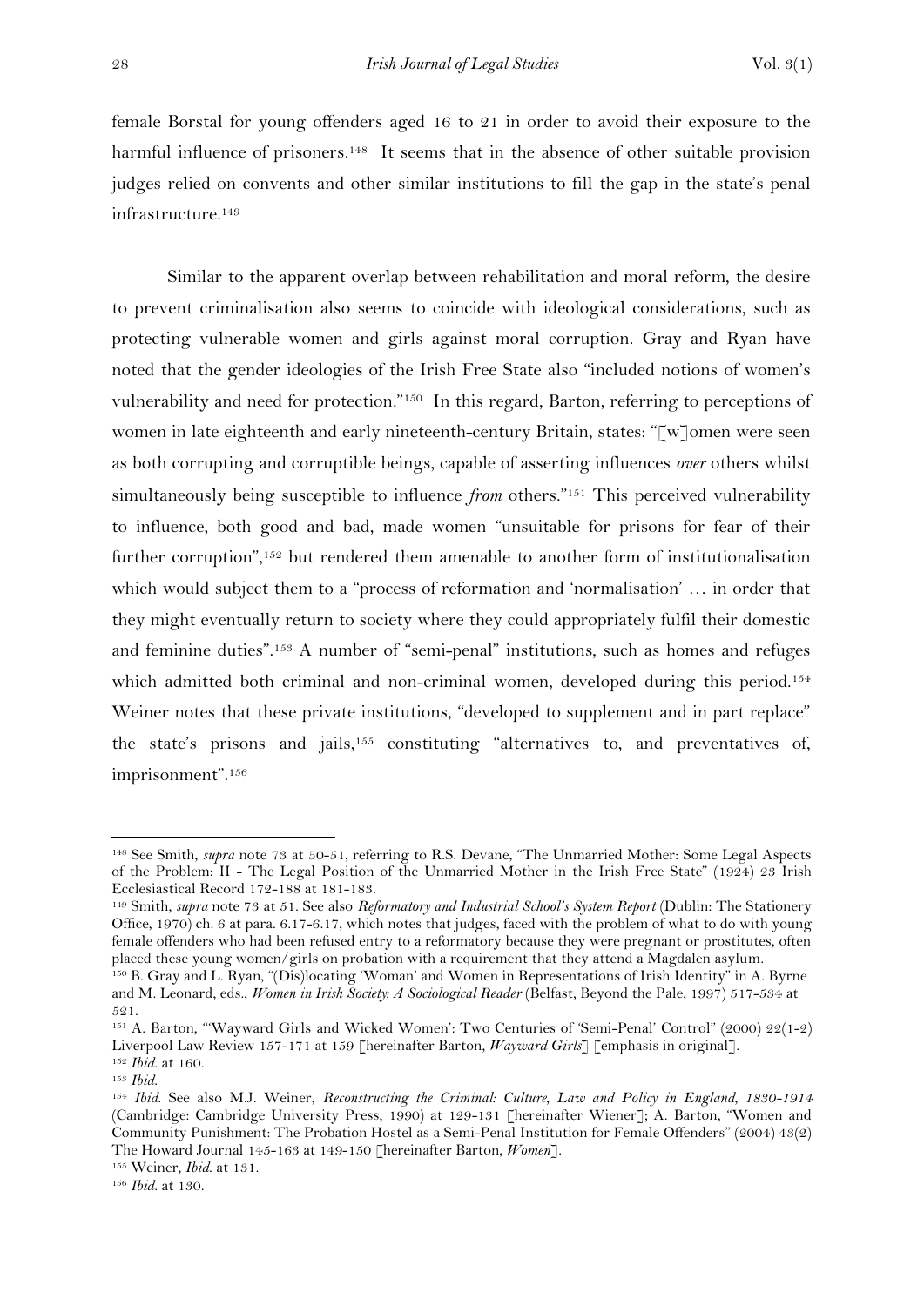female Borstal for young offenders aged 16 to 21 in order to avoid their exposure to the harmful influence of prisoners.[148] It seems that in the absence of other suitable provision judges relied on convents and other similar institutions to fill the gap in the state's penal infrastructure.[149]

Similar to the apparent overlap between rehabilitation and moral reform, the desire to prevent criminalisation also seems to coincide with ideological considerations, such as protecting vulnerable women and girls against moral corruption. Gray and Ryan have noted that the gender ideologies of the Irish Free State also "included notions of women's vulnerability and need for protection."[150] In this regard, Barton, referring to perceptions of women in late eighteenth and early nineteenth-century Britain, states: "[w]omen were seen as both corrupting and corruptible beings, capable of asserting influences *over* others whilst simultaneously being susceptible to influence *from* others."[151] This perceived vulnerability to influence, both good and bad, made women "unsuitable for prisons for fear of their further corruption",[152] but rendered them amenable to another form of institutionalisation which would subject them to a "process of reformation and 'normalisation' … in order that they might eventually return to society where they could appropriately fulfil their domestic and feminine duties".[153] A number of "semi-penal" institutions, such as homes and refuges which admitted both criminal and non-criminal women, developed during this period.[154] Weiner notes that these private institutions, "developed to supplement and in part replace" the state's prisons and jails,[155] constituting "alternatives to, and preventatives of, imprisonment".[156]

---

[148] See Smith, *supra* note 73 at 50-51, referring to R.S. Devane, "The Unmarried Mother: Some Legal Aspects of the Problem: II - The Legal Position of the Unmarried Mother in the Irish Free State" (1924) 23 Irish Ecclesiastical Record 172-188 at 181-183.

[149] Smith, *supra* note 73 at 51. See also *Reformatory and Industrial School's System Report* (Dublin: The Stationery Office, 1970) ch. 6 at para. 6.17-6.17, which notes that judges, faced with the problem of what to do with young female offenders who had been refused entry to a reformatory because they were pregnant or prostitutes, often placed these young women/girls on probation with a requirement that they attend a Magdalen asylum.

[150] B. Gray and L. Ryan, "(Dis)locating 'Woman' and Women in Representations of Irish Identity" in A. Byrne and M. Leonard, eds., *Women in Irish Society: A Sociological Reader* (Belfast, Beyond the Pale, 1997) 517-534 at 521.

[151] A. Barton, "'Wayward Girls and Wicked Women': Two Centuries of 'Semi-Penal' Control" (2000) 22(1-2) Liverpool Law Review 157-171 at 159 [hereinafter Barton, *Wayward Girls*] [emphasis in original].

[152] *Ibid.* at 160.

[153] *Ibid.*

[154] *Ibid.* See also M.J. Weiner, *Reconstructing the Criminal: Culture, Law and Policy in England, 1830-1914* (Cambridge: Cambridge University Press, 1990) at 129-131 [hereinafter Wiener]; A. Barton, "Women and Community Punishment: The Probation Hostel as a Semi-Penal Institution for Female Offenders" (2004) 43(2) The Howard Journal 145-163 at 149-150 [hereinafter Barton, *Women*].

[155] Weiner, *Ibid.* at 131.

[156] *Ibid.* at 130.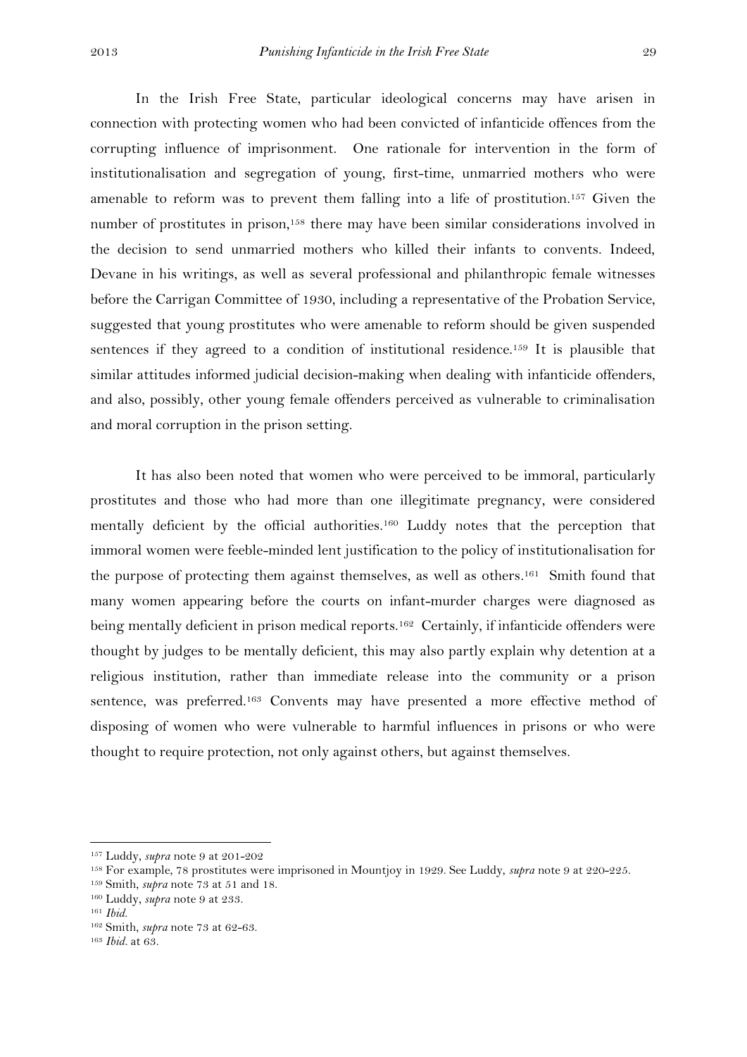In the Irish Free State, particular ideological concerns may have arisen in connection with protecting women who had been convicted of infanticide offences from the corrupting influence of imprisonment. One rationale for intervention in the form of institutionalisation and segregation of young, first-time, unmarried mothers who were amenable to reform was to prevent them falling into a life of prostitution.[157] Given the number of prostitutes in prison,[158] there may have been similar considerations involved in the decision to send unmarried mothers who killed their infants to convents. Indeed, Devane in his writings, as well as several professional and philanthropic female witnesses before the Carrigan Committee of 1930, including a representative of the Probation Service, suggested that young prostitutes who were amenable to reform should be given suspended sentences if they agreed to a condition of institutional residence.[159] It is plausible that similar attitudes informed judicial decision-making when dealing with infanticide offenders, and also, possibly, other young female offenders perceived as vulnerable to criminalisation and moral corruption in the prison setting.

It has also been noted that women who were perceived to be immoral, particularly prostitutes and those who had more than one illegitimate pregnancy, were considered mentally deficient by the official authorities.[160] Luddy notes that the perception that immoral women were feeble-minded lent justification to the policy of institutionalisation for the purpose of protecting them against themselves, as well as others.[161] Smith found that many women appearing before the courts on infant-murder charges were diagnosed as being mentally deficient in prison medical reports.[162] Certainly, if infanticide offenders were thought by judges to be mentally deficient, this may also partly explain why detention at a religious institution, rather than immediate release into the community or a prison sentence, was preferred.[163] Convents may have presented a more effective method of disposing of women who were vulnerable to harmful influences in prisons or who were thought to require protection, not only against others, but against themselves.

---

[157] Luddy, *supra* note 9 at 201-202

[158] For example, 78 prostitutes were imprisoned in Mountjoy in 1929. See Luddy, *supra* note 9 at 220-225.

[159] Smith, *supra* note 73 at 51 and 18.

[160] Luddy, *supra* note 9 at 233.

[161] *Ibid.*

[162] Smith, *supra* note 73 at 62-63.

[163] *Ibid.* at 63.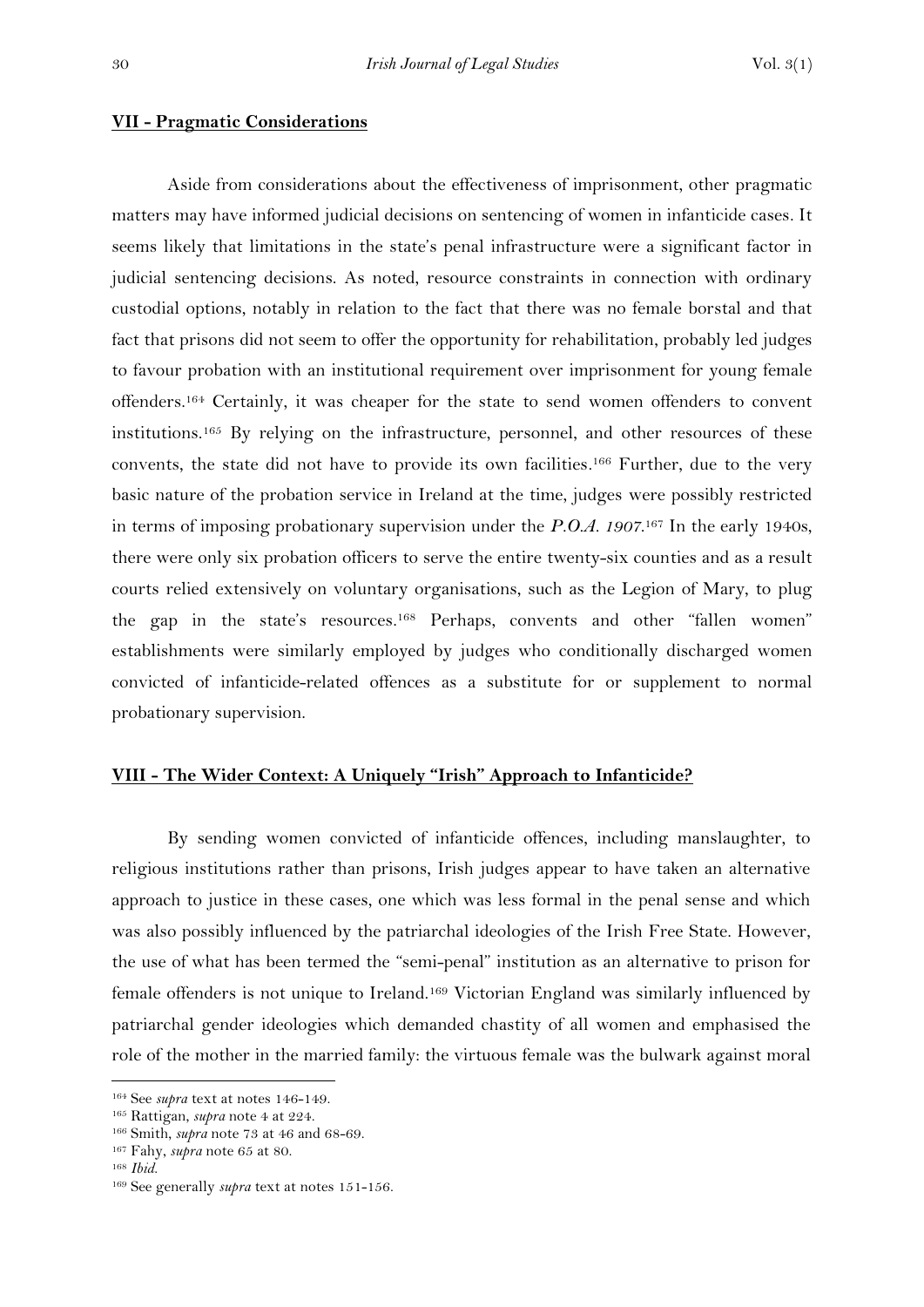## **VII - Pragmatic Considerations**

Aside from considerations about the effectiveness of imprisonment, other pragmatic matters may have informed judicial decisions on sentencing of women in infanticide cases. It seems likely that limitations in the state's penal infrastructure were a significant factor in judicial sentencing decisions. As noted, resource constraints in connection with ordinary custodial options, notably in relation to the fact that there was no female borstal and that fact that prisons did not seem to offer the opportunity for rehabilitation, probably led judges to favour probation with an institutional requirement over imprisonment for young female offenders.[164] Certainly, it was cheaper for the state to send women offenders to convent institutions.[165] By relying on the infrastructure, personnel, and other resources of these convents, the state did not have to provide its own facilities.[166] Further, due to the very basic nature of the probation service in Ireland at the time, judges were possibly restricted in terms of imposing probationary supervision under the *P.O.A. 1907*.[167] In the early 1940s, there were only six probation officers to serve the entire twenty-six counties and as a result courts relied extensively on voluntary organisations, such as the Legion of Mary, to plug the gap in the state's resources.[168] Perhaps, convents and other "fallen women" establishments were similarly employed by judges who conditionally discharged women convicted of infanticide-related offences as a substitute for or supplement to normal probationary supervision.

## **VIII - The Wider Context: A Uniquely "Irish" Approach to Infanticide?**

By sending women convicted of infanticide offences, including manslaughter, to religious institutions rather than prisons, Irish judges appear to have taken an alternative approach to justice in these cases, one which was less formal in the penal sense and which was also possibly influenced by the patriarchal ideologies of the Irish Free State. However, the use of what has been termed the "semi-penal" institution as an alternative to prison for female offenders is not unique to Ireland.[169] Victorian England was similarly influenced by patriarchal gender ideologies which demanded chastity of all women and emphasised the role of the mother in the married family: the virtuous female was the bulwark against moral

---

[164] See *supra* text at notes 146-149.
[165] Rattigan, *supra* note 4 at 224.
[166] Smith, *supra* note 73 at 46 and 68-69.
[167] Fahy, *supra* note 65 at 80.
[168] *Ibid.*
[169] See generally *supra* text at notes 151-156.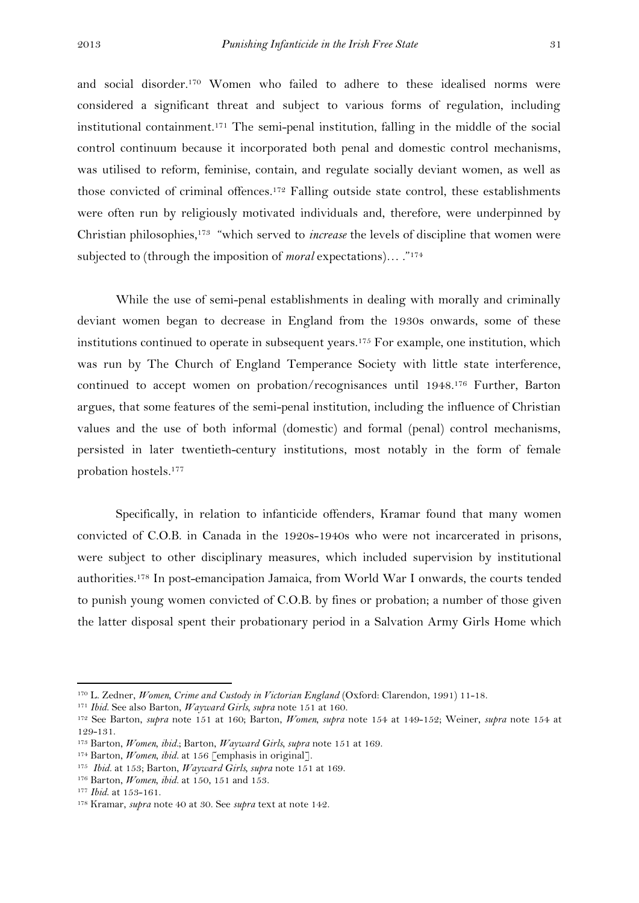and social disorder.[170] Women who failed to adhere to these idealised norms were considered a significant threat and subject to various forms of regulation, including institutional containment.[171] The semi-penal institution, falling in the middle of the social control continuum because it incorporated both penal and domestic control mechanisms, was utilised to reform, feminise, contain, and regulate socially deviant women, as well as those convicted of criminal offences.[172] Falling outside state control, these establishments were often run by religiously motivated individuals and, therefore, were underpinned by Christian philosophies,[173] "which served to *increase* the levels of discipline that women were subjected to (through the imposition of *moral* expectations)… ."[174]

While the use of semi-penal establishments in dealing with morally and criminally deviant women began to decrease in England from the 1930s onwards, some of these institutions continued to operate in subsequent years.[175] For example, one institution, which was run by The Church of England Temperance Society with little state interference, continued to accept women on probation/recognisances until 1948.[176] Further, Barton argues, that some features of the semi-penal institution, including the influence of Christian values and the use of both informal (domestic) and formal (penal) control mechanisms, persisted in later twentieth-century institutions, most notably in the form of female probation hostels.[177]

Specifically, in relation to infanticide offenders, Kramar found that many women convicted of C.O.B. in Canada in the 1920s-1940s who were not incarcerated in prisons, were subject to other disciplinary measures, which included supervision by institutional authorities.[178] In post-emancipation Jamaica, from World War I onwards, the courts tended to punish young women convicted of C.O.B. by fines or probation; a number of those given the latter disposal spent their probationary period in a Salvation Army Girls Home which

---

[170] L. Zedner, *Women, Crime and Custody in Victorian England* (Oxford: Clarendon, 1991) 11-18.

[171] *Ibid.* See also Barton, *Wayward Girls, supra* note 151 at 160.

[172] See Barton, *supra* note 151 at 160; Barton, *Women, supra* note 154 at 149-152; Weiner, *supra* note 154 at 129-131.

[173] Barton, *Women, ibid.*; Barton, *Wayward Girls, supra* note 151 at 169.

[174] Barton, *Women, ibid.* at 156 [emphasis in original].

[175] *Ibid.* at 153; Barton, *Wayward Girls, supra* note 151 at 169.

[176] Barton, *Women, ibid.* at 150, 151 and 153.

[177] *Ibid.* at 153-161.

[178] Kramar, *supra* note 40 at 30. See *supra* text at note 142.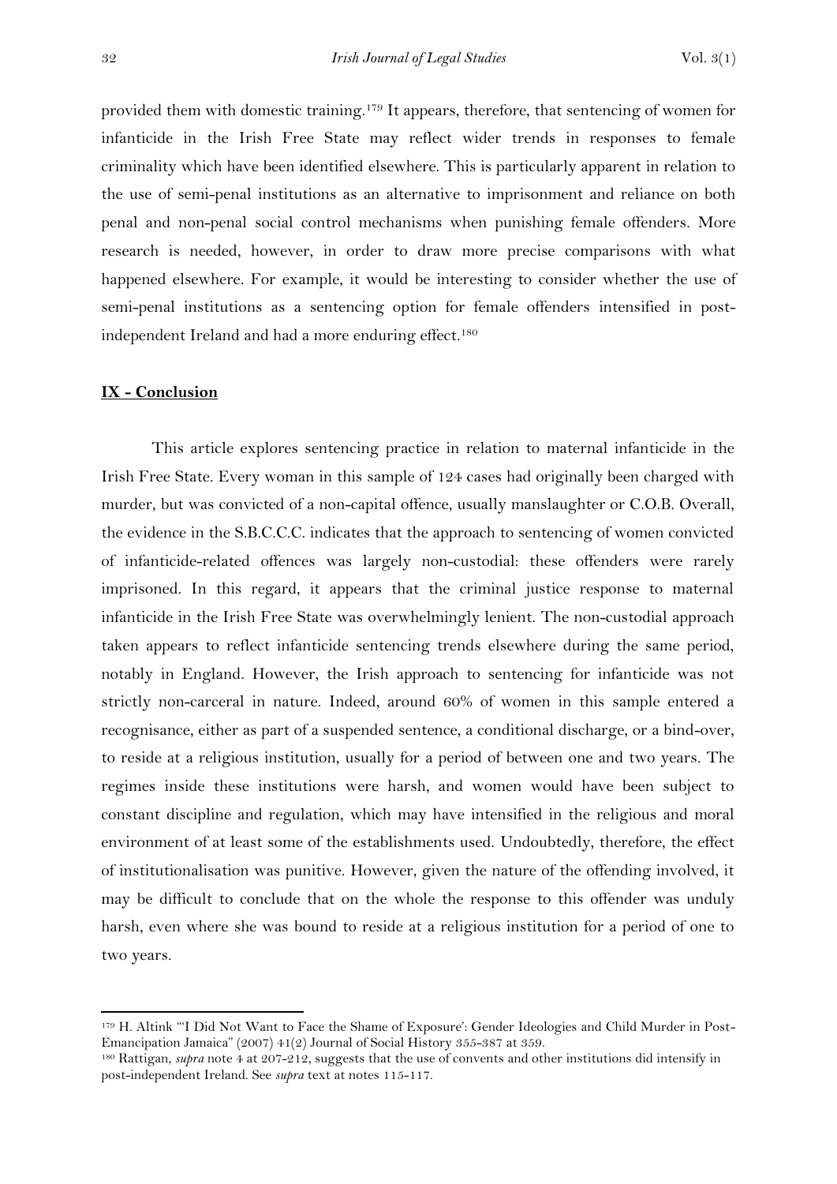provided them with domestic training.[179] It appears, therefore, that sentencing of women for infanticide in the Irish Free State may reflect wider trends in responses to female criminality which have been identified elsewhere. This is particularly apparent in relation to the use of semi-penal institutions as an alternative to imprisonment and reliance on both penal and non-penal social control mechanisms when punishing female offenders. More research is needed, however, in order to draw more precise comparisons with what happened elsewhere. For example, it would be interesting to consider whether the use of semi-penal institutions as a sentencing option for female offenders intensified in post-independent Ireland and had a more enduring effect.[180]

## IX - Conclusion

This article explores sentencing practice in relation to maternal infanticide in the Irish Free State. Every woman in this sample of 124 cases had originally been charged with murder, but was convicted of a non-capital offence, usually manslaughter or C.O.B. Overall, the evidence in the S.B.C.C.C. indicates that the approach to sentencing of women convicted of infanticide-related offences was largely non-custodial: these offenders were rarely imprisoned. In this regard, it appears that the criminal justice response to maternal infanticide in the Irish Free State was overwhelmingly lenient. The non-custodial approach taken appears to reflect infanticide sentencing trends elsewhere during the same period, notably in England. However, the Irish approach to sentencing for infanticide was not strictly non-carceral in nature. Indeed, around 60% of women in this sample entered a recognisance, either as part of a suspended sentence, a conditional discharge, or a bind-over, to reside at a religious institution, usually for a period of between one and two years. The regimes inside these institutions were harsh, and women would have been subject to constant discipline and regulation, which may have intensified in the religious and moral environment of at least some of the establishments used. Undoubtedly, therefore, the effect of institutionalisation was punitive. However, given the nature of the offending involved, it may be difficult to conclude that on the whole the response to this offender was unduly harsh, even where she was bound to reside at a religious institution for a period of one to two years.

---

[179] H. Altink "'I Did Not Want to Face the Shame of Exposure': Gender Ideologies and Child Murder in Post-Emancipation Jamaica" (2007) 41(2) Journal of Social History 355-387 at 359.

[180] Rattigan, *supra* note 4 at 207-212, suggests that the use of convents and other institutions did intensify in post-independent Ireland. See *supra* text at notes 115-117.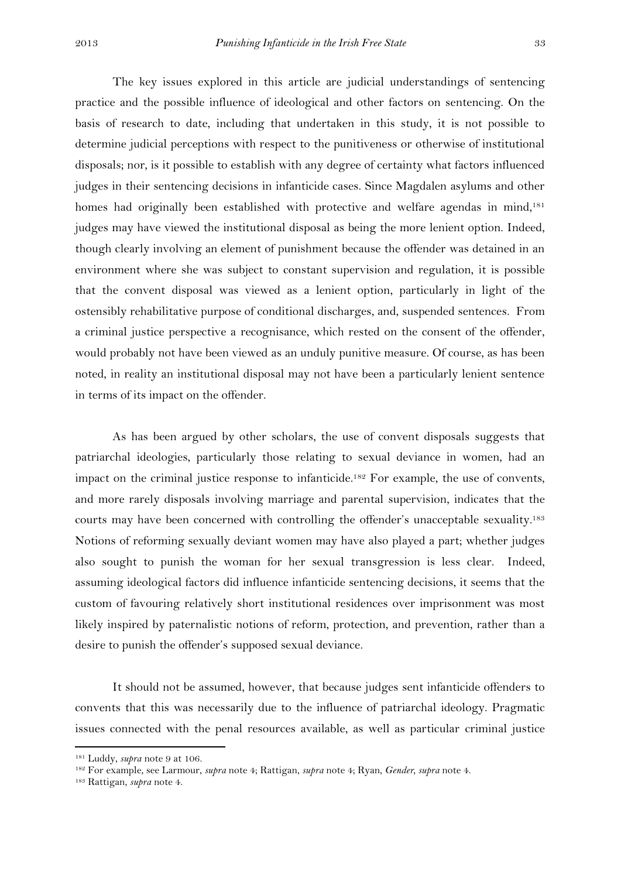The key issues explored in this article are judicial understandings of sentencing practice and the possible influence of ideological and other factors on sentencing. On the basis of research to date, including that undertaken in this study, it is not possible to determine judicial perceptions with respect to the punitiveness or otherwise of institutional disposals; nor, is it possible to establish with any degree of certainty what factors influenced judges in their sentencing decisions in infanticide cases. Since Magdalen asylums and other homes had originally been established with protective and welfare agendas in mind,[181] judges may have viewed the institutional disposal as being the more lenient option. Indeed, though clearly involving an element of punishment because the offender was detained in an environment where she was subject to constant supervision and regulation, it is possible that the convent disposal was viewed as a lenient option, particularly in light of the ostensibly rehabilitative purpose of conditional discharges, and, suspended sentences. From a criminal justice perspective a recognisance, which rested on the consent of the offender, would probably not have been viewed as an unduly punitive measure. Of course, as has been noted, in reality an institutional disposal may not have been a particularly lenient sentence in terms of its impact on the offender.

As has been argued by other scholars, the use of convent disposals suggests that patriarchal ideologies, particularly those relating to sexual deviance in women, had an impact on the criminal justice response to infanticide.[182] For example, the use of convents, and more rarely disposals involving marriage and parental supervision, indicates that the courts may have been concerned with controlling the offender's unacceptable sexuality.[183] Notions of reforming sexually deviant women may have also played a part; whether judges also sought to punish the woman for her sexual transgression is less clear. Indeed, assuming ideological factors did influence infanticide sentencing decisions, it seems that the custom of favouring relatively short institutional residences over imprisonment was most likely inspired by paternalistic notions of reform, protection, and prevention, rather than a desire to punish the offender's supposed sexual deviance.

It should not be assumed, however, that because judges sent infanticide offenders to convents that this was necessarily due to the influence of patriarchal ideology. Pragmatic issues connected with the penal resources available, as well as particular criminal justice

---

[181] Luddy, *supra* note 9 at 106.

[182] For example, see Larmour, *supra* note 4; Rattigan, *supra* note 4; Ryan, *Gender*, *supra* note 4.

[183] Rattigan, *supra* note 4.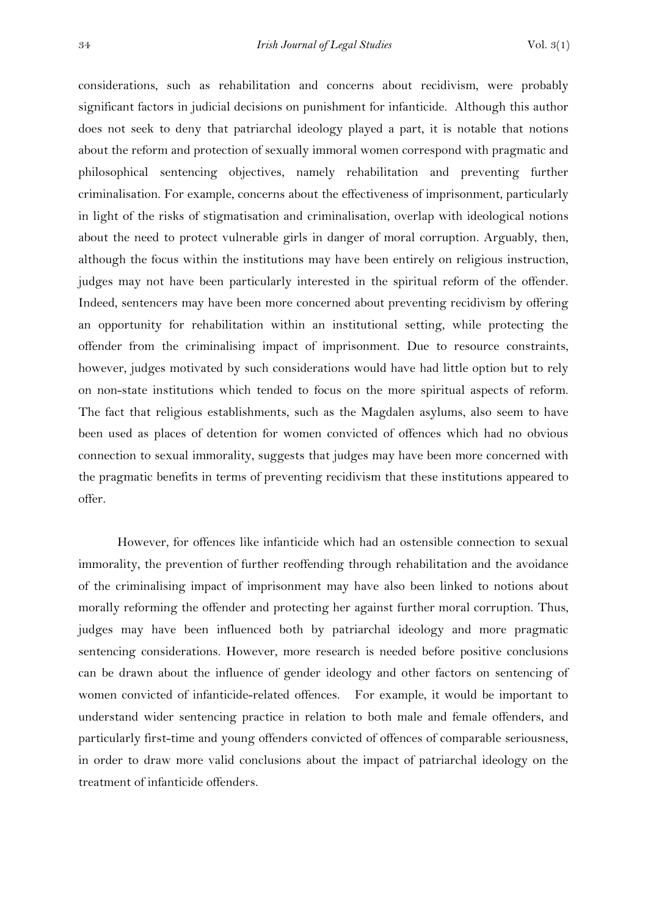considerations, such as rehabilitation and concerns about recidivism, were probably significant factors in judicial decisions on punishment for infanticide. Although this author does not seek to deny that patriarchal ideology played a part, it is notable that notions about the reform and protection of sexually immoral women correspond with pragmatic and philosophical sentencing objectives, namely rehabilitation and preventing further criminalisation. For example, concerns about the effectiveness of imprisonment, particularly in light of the risks of stigmatisation and criminalisation, overlap with ideological notions about the need to protect vulnerable girls in danger of moral corruption. Arguably, then, although the focus within the institutions may have been entirely on religious instruction, judges may not have been particularly interested in the spiritual reform of the offender. Indeed, sentencers may have been more concerned about preventing recidivism by offering an opportunity for rehabilitation within an institutional setting, while protecting the offender from the criminalising impact of imprisonment. Due to resource constraints, however, judges motivated by such considerations would have had little option but to rely on non-state institutions which tended to focus on the more spiritual aspects of reform. The fact that religious establishments, such as the Magdalen asylums, also seem to have been used as places of detention for women convicted of offences which had no obvious connection to sexual immorality, suggests that judges may have been more concerned with the pragmatic benefits in terms of preventing recidivism that these institutions appeared to offer.

However, for offences like infanticide which had an ostensible connection to sexual immorality, the prevention of further reoffending through rehabilitation and the avoidance of the criminalising impact of imprisonment may have also been linked to notions about morally reforming the offender and protecting her against further moral corruption. Thus, judges may have been influenced both by patriarchal ideology and more pragmatic sentencing considerations. However, more research is needed before positive conclusions can be drawn about the influence of gender ideology and other factors on sentencing of women convicted of infanticide-related offences. For example, it would be important to understand wider sentencing practice in relation to both male and female offenders, and particularly first-time and young offenders convicted of offences of comparable seriousness, in order to draw more valid conclusions about the impact of patriarchal ideology on the treatment of infanticide offenders.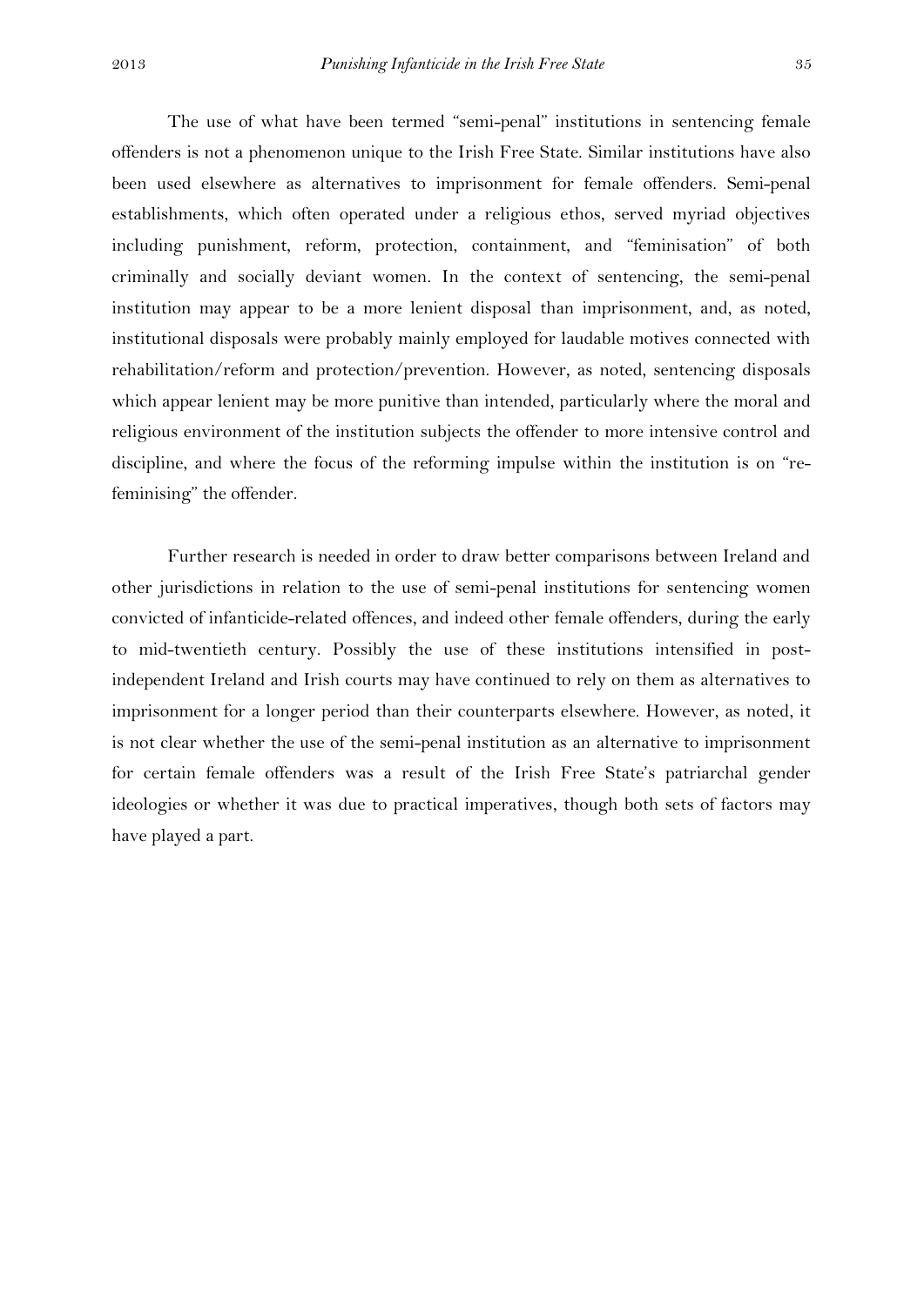The use of what have been termed "semi-penal" institutions in sentencing female offenders is not a phenomenon unique to the Irish Free State. Similar institutions have also been used elsewhere as alternatives to imprisonment for female offenders. Semi-penal establishments, which often operated under a religious ethos, served myriad objectives including punishment, reform, protection, containment, and "feminisation" of both criminally and socially deviant women. In the context of sentencing, the semi-penal institution may appear to be a more lenient disposal than imprisonment, and, as noted, institutional disposals were probably mainly employed for laudable motives connected with rehabilitation/reform and protection/prevention. However, as noted, sentencing disposals which appear lenient may be more punitive than intended, particularly where the moral and religious environment of the institution subjects the offender to more intensive control and discipline, and where the focus of the reforming impulse within the institution is on "re-feminising" the offender.

Further research is needed in order to draw better comparisons between Ireland and other jurisdictions in relation to the use of semi-penal institutions for sentencing women convicted of infanticide-related offences, and indeed other female offenders, during the early to mid-twentieth century. Possibly the use of these institutions intensified in post-independent Ireland and Irish courts may have continued to rely on them as alternatives to imprisonment for a longer period than their counterparts elsewhere. However, as noted, it is not clear whether the use of the semi-penal institution as an alternative to imprisonment for certain female offenders was a result of the Irish Free State's patriarchal gender ideologies or whether it was due to practical imperatives, though both sets of factors may have played a part.